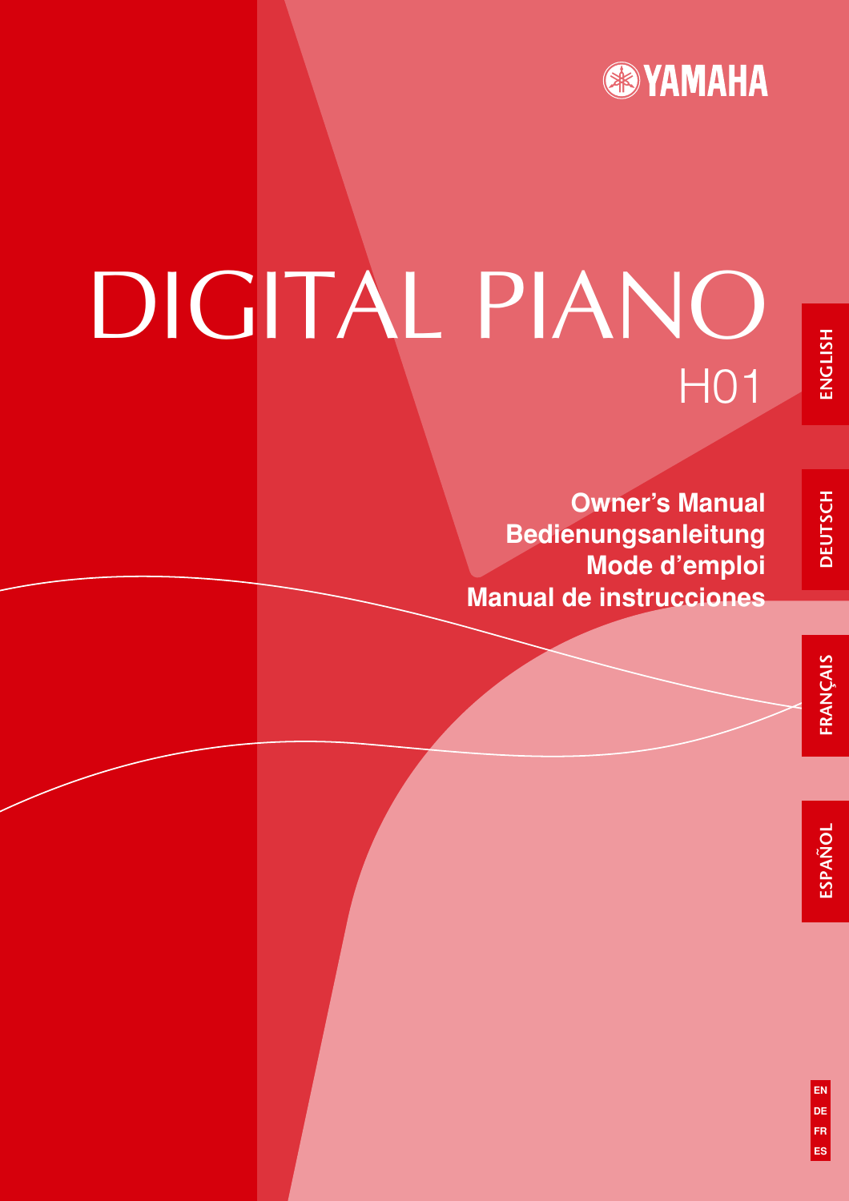YAMAHA

# DIGITAL PIANO

## H01

**Owner's Manual**
**Bedienungsanleitung**
**Mode d'emploi**
**Manual de instrucciones**

ENGLISH

DEUTSCH

FRANÇAIS

ESPAÑOL

EN
DE
FR
ES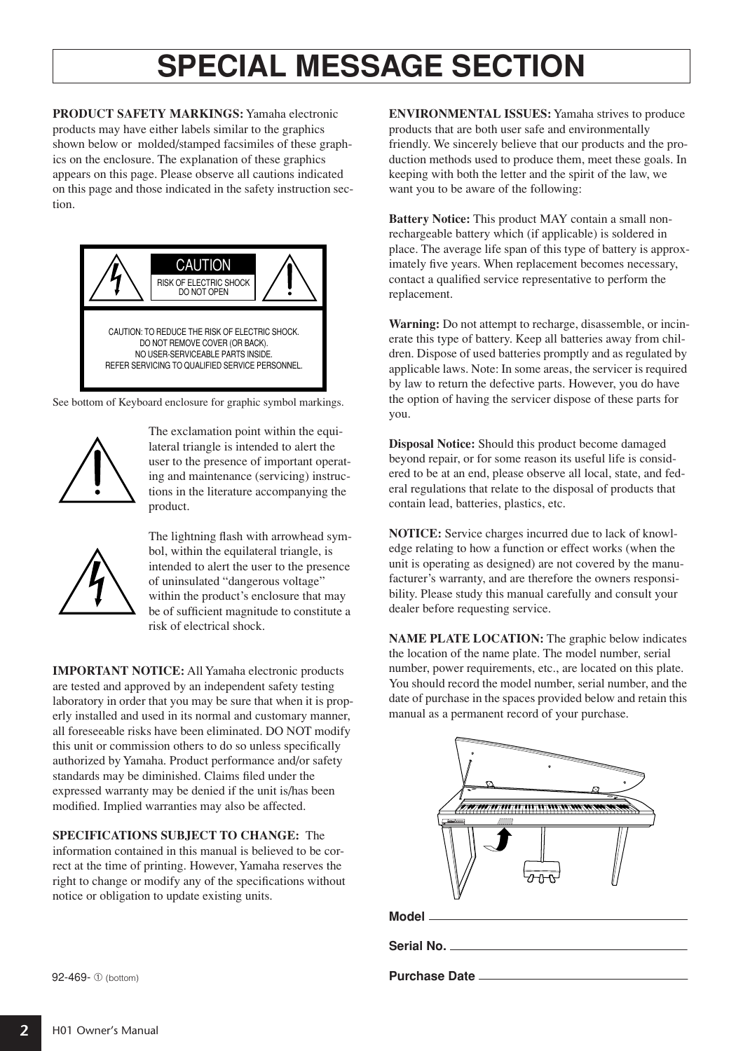# SPECIAL MESSAGE SECTION

**PRODUCT SAFETY MARKINGS:** Yamaha electronic products may have either labels similar to the graphics shown below or molded/stamped facsimiles of these graphics on the enclosure. The explanation of these graphics appears on this page. Please observe all cautions indicated on this page and those indicated in the safety instruction section.

CAUTION
RISK OF ELECTRIC SHOCK
DO NOT OPEN

CAUTION: TO REDUCE THE RISK OF ELECTRIC SHOCK.
DO NOT REMOVE COVER (OR BACK).
NO USER-SERVICEABLE PARTS INSIDE.
REFER SERVICING TO QUALIFIED SERVICE PERSONNEL.

See bottom of Keyboard enclosure for graphic symbol markings.

The exclamation point within the equilateral triangle is intended to alert the user to the presence of important operating and maintenance (servicing) instructions in the literature accompanying the product.

The lightning flash with arrowhead symbol, within the equilateral triangle, is intended to alert the user to the presence of uninsulated "dangerous voltage" within the product's enclosure that may be of sufficient magnitude to constitute a risk of electrical shock.

**IMPORTANT NOTICE:** All Yamaha electronic products are tested and approved by an independent safety testing laboratory in order that you may be sure that when it is properly installed and used in its normal and customary manner, all foreseeable risks have been eliminated. DO NOT modify this unit or commission others to do so unless specifically authorized by Yamaha. Product performance and/or safety standards may be diminished. Claims filed under the expressed warranty may be denied if the unit is/has been modified. Implied warranties may also be affected.

**SPECIFICATIONS SUBJECT TO CHANGE:** The information contained in this manual is believed to be correct at the time of printing. However, Yamaha reserves the right to change or modify any of the specifications without notice or obligation to update existing units.

**ENVIRONMENTAL ISSUES:** Yamaha strives to produce products that are both user safe and environmentally friendly. We sincerely believe that our products and the production methods used to produce them, meet these goals. In keeping with both the letter and the spirit of the law, we want you to be aware of the following:

**Battery Notice:** This product MAY contain a small non-rechargeable battery which (if applicable) is soldered in place. The average life span of this type of battery is approximately five years. When replacement becomes necessary, contact a qualified service representative to perform the replacement.

**Warning:** Do not attempt to recharge, disassemble, or incinerate this type of battery. Keep all batteries away from children. Dispose of used batteries promptly and as regulated by applicable laws. Note: In some areas, the servicer is required by law to return the defective parts. However, you do have the option of having the servicer dispose of these parts for you.

**Disposal Notice:** Should this product become damaged beyond repair, or for some reason its useful life is considered to be at an end, please observe all local, state, and federal regulations that relate to the disposal of products that contain lead, batteries, plastics, etc.

**NOTICE:** Service charges incurred due to lack of knowledge relating to how a function or effect works (when the unit is operating as designed) are not covered by the manufacturer's warranty, and are therefore the owners responsibility. Please study this manual carefully and consult your dealer before requesting service.

**NAME PLATE LOCATION:** The graphic below indicates the location of the name plate. The model number, serial number, power requirements, etc., are located on this plate. You should record the model number, serial number, and the date of purchase in the spaces provided below and retain this manual as a permanent record of your purchase.

**Model** ______________________________

**Serial No.** ______________________________

**Purchase Date** ______________________________

92-469- ① (bottom)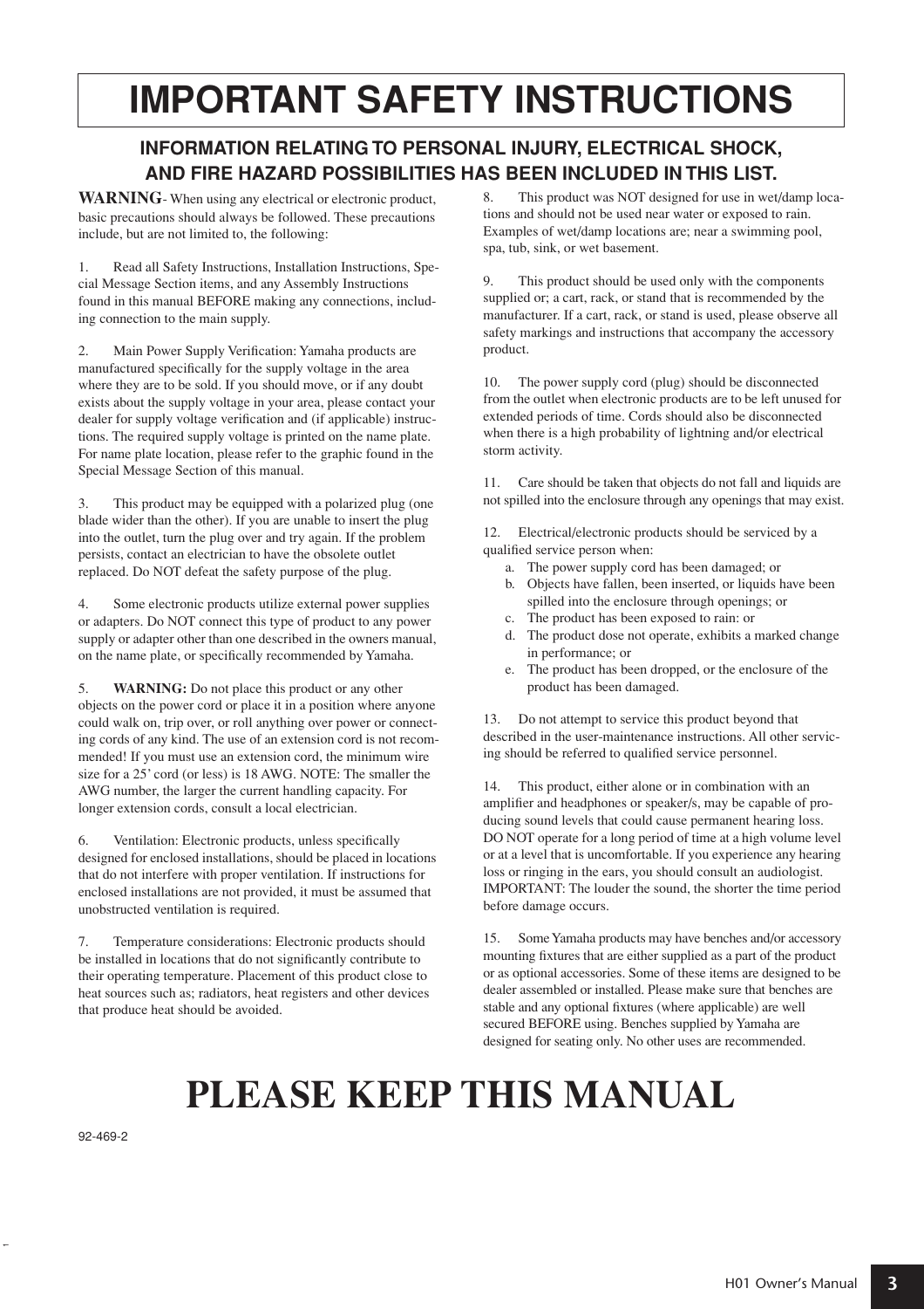# IMPORTANT SAFETY INSTRUCTIONS

## INFORMATION RELATING TO PERSONAL INJURY, ELECTRICAL SHOCK, AND FIRE HAZARD POSSIBILITIES HAS BEEN INCLUDED IN THIS LIST.

**WARNING**- When using any electrical or electronic product, basic precautions should always be followed. These precautions include, but are not limited to, the following:

1. Read all Safety Instructions, Installation Instructions, Special Message Section items, and any Assembly Instructions found in this manual BEFORE making any connections, including connection to the main supply.

2. Main Power Supply Verification: Yamaha products are manufactured specifically for the supply voltage in the area where they are to be sold. If you should move, or if any doubt exists about the supply voltage in your area, please contact your dealer for supply voltage verification and (if applicable) instructions. The required supply voltage is printed on the name plate. For name plate location, please refer to the graphic found in the Special Message Section of this manual.

3. This product may be equipped with a polarized plug (one blade wider than the other). If you are unable to insert the plug into the outlet, turn the plug over and try again. If the problem persists, contact an electrician to have the obsolete outlet replaced. Do NOT defeat the safety purpose of the plug.

4. Some electronic products utilize external power supplies or adapters. Do NOT connect this type of product to any power supply or adapter other than one described in the owners manual, on the name plate, or specifically recommended by Yamaha.

5. **WARNING:** Do not place this product or any other objects on the power cord or place it in a position where anyone could walk on, trip over, or roll anything over power or connecting cords of any kind. The use of an extension cord is not recommended! If you must use an extension cord, the minimum wire size for a 25' cord (or less) is 18 AWG. NOTE: The smaller the AWG number, the larger the current handling capacity. For longer extension cords, consult a local electrician.

6. Ventilation: Electronic products, unless specifically designed for enclosed installations, should be placed in locations that do not interfere with proper ventilation. If instructions for enclosed installations are not provided, it must be assumed that unobstructed ventilation is required.

7. Temperature considerations: Electronic products should be installed in locations that do not significantly contribute to their operating temperature. Placement of this product close to heat sources such as; radiators, heat registers and other devices that produce heat should be avoided.

8. This product was NOT designed for use in wet/damp locations and should not be used near water or exposed to rain. Examples of wet/damp locations are; near a swimming pool, spa, tub, sink, or wet basement.

9. This product should be used only with the components supplied or; a cart, rack, or stand that is recommended by the manufacturer. If a cart, rack, or stand is used, please observe all safety markings and instructions that accompany the accessory product.

10. The power supply cord (plug) should be disconnected from the outlet when electronic products are to be left unused for extended periods of time. Cords should also be disconnected when there is a high probability of lightning and/or electrical storm activity.

11. Care should be taken that objects do not fall and liquids are not spilled into the enclosure through any openings that may exist.

12. Electrical/electronic products should be serviced by a qualified service person when:
   a. The power supply cord has been damaged; or
   b. Objects have fallen, been inserted, or liquids have been spilled into the enclosure through openings; or
   c. The product has been exposed to rain: or
   d. The product dose not operate, exhibits a marked change in performance; or
   e. The product has been dropped, or the enclosure of the product has been damaged.

13. Do not attempt to service this product beyond that described in the user-maintenance instructions. All other servicing should be referred to qualified service personnel.

14. This product, either alone or in combination with an amplifier and headphones or speaker/s, may be capable of producing sound levels that could cause permanent hearing loss. DO NOT operate for a long period of time at a high volume level or at a level that is uncomfortable. If you experience any hearing loss or ringing in the ears, you should consult an audiologist. IMPORTANT: The louder the sound, the shorter the time period before damage occurs.

15. Some Yamaha products may have benches and/or accessory mounting fixtures that are either supplied as a part of the product or as optional accessories. Some of these items are designed to be dealer assembled or installed. Please make sure that benches are stable and any optional fixtures (where applicable) are well secured BEFORE using. Benches supplied by Yamaha are designed for seating only. No other uses are recommended.

# PLEASE KEEP THIS MANUAL

92-469-2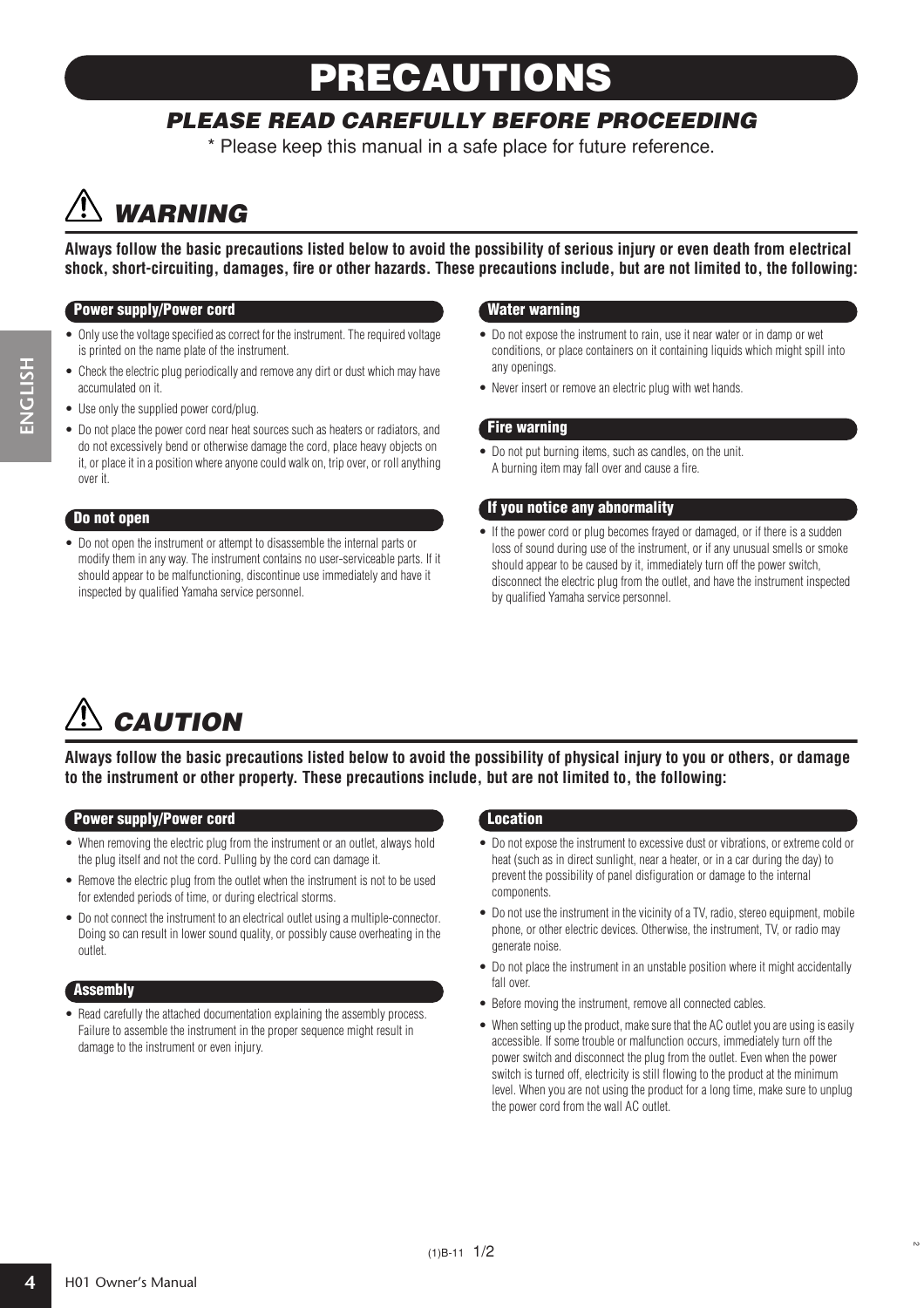# PRECAUTIONS

## *PLEASE READ CAREFULLY BEFORE PROCEEDING*

\* Please keep this manual in a safe place for future reference.

## ⚠ *WARNING*

**Always follow the basic precautions listed below to avoid the possibility of serious injury or even death from electrical shock, short-circuiting, damages, fire or other hazards. These precautions include, but are not limited to, the following:**

### Power supply/Power cord

- Only use the voltage specified as correct for the instrument. The required voltage is printed on the name plate of the instrument.
- Check the electric plug periodically and remove any dirt or dust which may have accumulated on it.
- Use only the supplied power cord/plug.
- Do not place the power cord near heat sources such as heaters or radiators, and do not excessively bend or otherwise damage the cord, place heavy objects on it, or place it in a position where anyone could walk on, trip over, or roll anything over it.

### Do not open

- Do not open the instrument or attempt to disassemble the internal parts or modify them in any way. The instrument contains no user-serviceable parts. If it should appear to be malfunctioning, discontinue use immediately and have it inspected by qualified Yamaha service personnel.

### Water warning

- Do not expose the instrument to rain, use it near water or in damp or wet conditions, or place containers on it containing liquids which might spill into any openings.
- Never insert or remove an electric plug with wet hands.

### Fire warning

- Do not put burning items, such as candles, on the unit. A burning item may fall over and cause a fire.

### If you notice any abnormality

- If the power cord or plug becomes frayed or damaged, or if there is a sudden loss of sound during use of the instrument, or if any unusual smells or smoke should appear to be caused by it, immediately turn off the power switch, disconnect the electric plug from the outlet, and have the instrument inspected by qualified Yamaha service personnel.

## ⚠ *CAUTION*

**Always follow the basic precautions listed below to avoid the possibility of physical injury to you or others, or damage to the instrument or other property. These precautions include, but are not limited to, the following:**

### Power supply/Power cord

- When removing the electric plug from the instrument or an outlet, always hold the plug itself and not the cord. Pulling by the cord can damage it.
- Remove the electric plug from the outlet when the instrument is not to be used for extended periods of time, or during electrical storms.
- Do not connect the instrument to an electrical outlet using a multiple-connector. Doing so can result in lower sound quality, or possibly cause overheating in the outlet.

### Assembly

- Read carefully the attached documentation explaining the assembly process. Failure to assemble the instrument in the proper sequence might result in damage to the instrument or even injury.

### Location

- Do not expose the instrument to excessive dust or vibrations, or extreme cold or heat (such as in direct sunlight, near a heater, or in a car during the day) to prevent the possibility of panel disfiguration or damage to the internal components.
- Do not use the instrument in the vicinity of a TV, radio, stereo equipment, mobile phone, or other electric devices. Otherwise, the instrument, TV, or radio may generate noise.
- Do not place the instrument in an unstable position where it might accidentally fall over.
- Before moving the instrument, remove all connected cables.
- When setting up the product, make sure that the AC outlet you are using is easily accessible. If some trouble or malfunction occurs, immediately turn off the power switch and disconnect the plug from the outlet. Even when the power switch is turned off, electricity is still flowing to the product at the minimum level. When you are not using the product for a long time, make sure to unplug the power cord from the wall AC outlet.

(1)B-11 1/2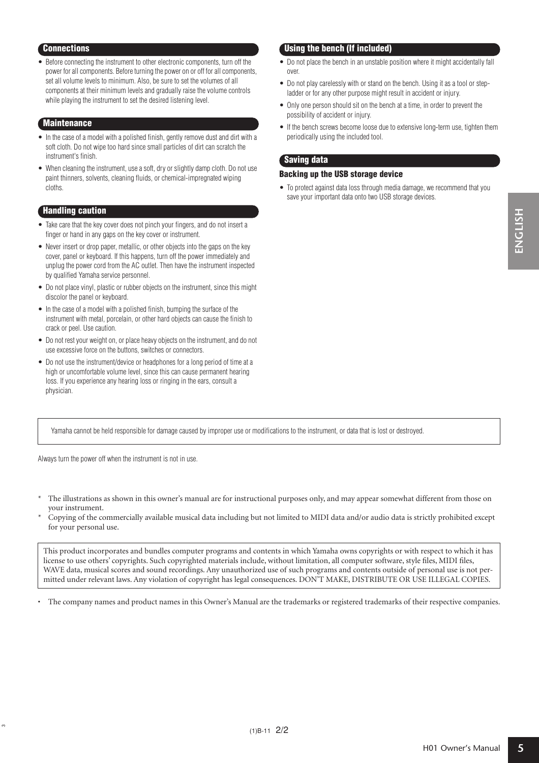## Connections

- Before connecting the instrument to other electronic components, turn off the power for all components. Before turning the power on or off for all components, set all volume levels to minimum. Also, be sure to set the volumes of all components at their minimum levels and gradually raise the volume controls while playing the instrument to set the desired listening level.

## Maintenance

- In the case of a model with a polished finish, gently remove dust and dirt with a soft cloth. Do not wipe too hard since small particles of dirt can scratch the instrument's finish.
- When cleaning the instrument, use a soft, dry or slightly damp cloth. Do not use paint thinners, solvents, cleaning fluids, or chemical-impregnated wiping cloths.

## Handling caution

- Take care that the key cover does not pinch your fingers, and do not insert a finger or hand in any gaps on the key cover or instrument.
- Never insert or drop paper, metallic, or other objects into the gaps on the key cover, panel or keyboard. If this happens, turn off the power immediately and unplug the power cord from the AC outlet. Then have the instrument inspected by qualified Yamaha service personnel.
- Do not place vinyl, plastic or rubber objects on the instrument, since this might discolor the panel or keyboard.
- In the case of a model with a polished finish, bumping the surface of the instrument with metal, porcelain, or other hard objects can cause the finish to crack or peel. Use caution.
- Do not rest your weight on, or place heavy objects on the instrument, and do not use excessive force on the buttons, switches or connectors.
- Do not use the instrument/device or headphones for a long period of time at a high or uncomfortable volume level, since this can cause permanent hearing loss. If you experience any hearing loss or ringing in the ears, consult a physician.

## Using the bench (If included)

- Do not place the bench in an unstable position where it might accidentally fall over.
- Do not play carelessly with or stand on the bench. Using it as a tool or step-ladder or for any other purpose might result in accident or injury.
- Only one person should sit on the bench at a time, in order to prevent the possibility of accident or injury.
- If the bench screws become loose due to extensive long-term use, tighten them periodically using the included tool.

## Saving data

### Backing up the USB storage device

- To protect against data loss through media damage, we recommend that you save your important data onto two USB storage devices.

Yamaha cannot be held responsible for damage caused by improper use or modifications to the instrument, or data that is lost or destroyed.

Always turn the power off when the instrument is not in use.

* The illustrations as shown in this owner's manual are for instructional purposes only, and may appear somewhat different from those on your instrument.
* Copying of the commercially available musical data including but not limited to MIDI data and/or audio data is strictly prohibited except for your personal use.

This product incorporates and bundles computer programs and contents in which Yamaha owns copyrights or with respect to which it has license to use others' copyrights. Such copyrighted materials include, without limitation, all computer software, style files, MIDI files, WAVE data, musical scores and sound recordings. Any unauthorized use of such programs and contents outside of personal use is not permitted under relevant laws. Any violation of copyright has legal consequences. DON'T MAKE, DISTRIBUTE OR USE ILLEGAL COPIES.

- The company names and product names in this Owner's Manual are the trademarks or registered trademarks of their respective companies.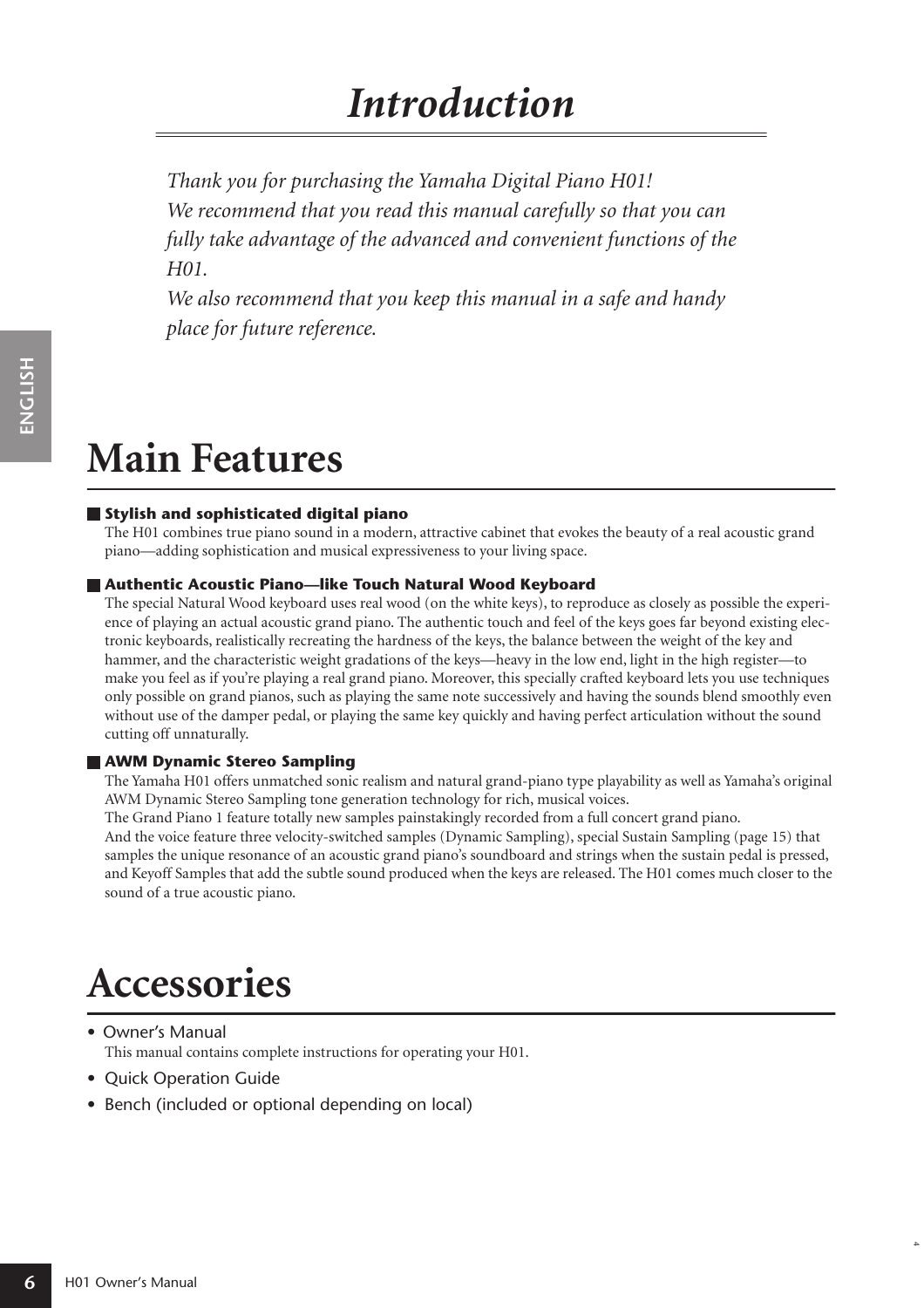# *Introduction*

*Thank you for purchasing the Yamaha Digital Piano H01!*
*We recommend that you read this manual carefully so that you can fully take advantage of the advanced and convenient functions of the H01.*
*We also recommend that you keep this manual in a safe and handy place for future reference.*

# Main Features

### Stylish and sophisticated digital piano

The H01 combines true piano sound in a modern, attractive cabinet that evokes the beauty of a real acoustic grand piano—adding sophistication and musical expressiveness to your living space.

### Authentic Acoustic Piano—like Touch Natural Wood Keyboard

The special Natural Wood keyboard uses real wood (on the white keys), to reproduce as closely as possible the experience of playing an actual acoustic grand piano. The authentic touch and feel of the keys goes far beyond existing electronic keyboards, realistically recreating the hardness of the keys, the balance between the weight of the key and hammer, and the characteristic weight gradations of the keys—heavy in the low end, light in the high register—to make you feel as if you're playing a real grand piano. Moreover, this specially crafted keyboard lets you use techniques only possible on grand pianos, such as playing the same note successively and having the sounds blend smoothly even without use of the damper pedal, or playing the same key quickly and having perfect articulation without the sound cutting off unnaturally.

### AWM Dynamic Stereo Sampling

The Yamaha H01 offers unmatched sonic realism and natural grand-piano type playability as well as Yamaha's original AWM Dynamic Stereo Sampling tone generation technology for rich, musical voices.
The Grand Piano 1 feature totally new samples painstakingly recorded from a full concert grand piano.
And the voice feature three velocity-switched samples (Dynamic Sampling), special Sustain Sampling (page 15) that samples the unique resonance of an acoustic grand piano's soundboard and strings when the sustain pedal is pressed, and Keyoff Samples that add the subtle sound produced when the keys are released. The H01 comes much closer to the sound of a true acoustic piano.

# Accessories

- Owner's Manual
  This manual contains complete instructions for operating your H01.
- Quick Operation Guide
- Bench (included or optional depending on local)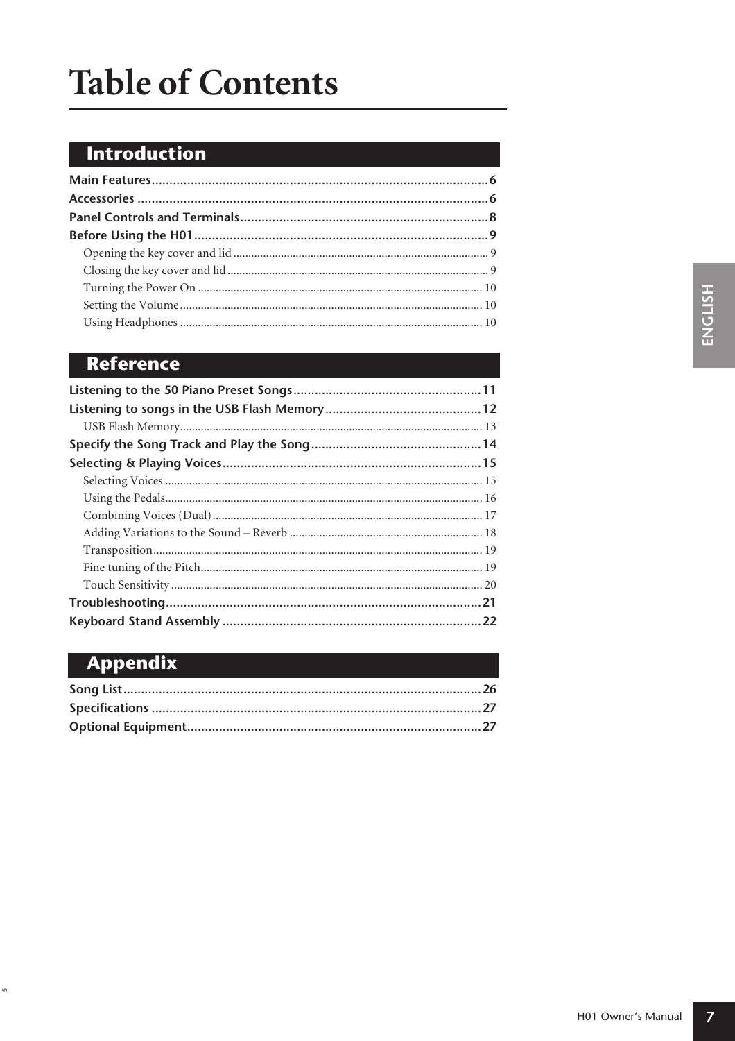# Table of Contents

## Introduction

**Main Features** ... 6
**Accessories** ... 6
**Panel Controls and Terminals** ... 8
**Before Using the H01** ... 9
- Opening the key cover and lid ... 9
- Closing the key cover and lid ... 9
- Turning the Power On ... 10
- Setting the Volume ... 10
- Using Headphones ... 10

## Reference

**Listening to the 50 Piano Preset Songs** ... 11
**Listening to songs in the USB Flash Memory** ... 12
- USB Flash Memory ... 13

**Specify the Song Track and Play the Song** ... 14
**Selecting & Playing Voices** ... 15
- Selecting Voices ... 15
- Using the Pedals ... 16
- Combining Voices (Dual) ... 17
- Adding Variations to the Sound – Reverb ... 18
- Transposition ... 19
- Fine tuning of the Pitch ... 19
- Touch Sensitivity ... 20

**Troubleshooting** ... 21
**Keyboard Stand Assembly** ... 22

## Appendix

**Song List** ... 26
**Specifications** ... 27
**Optional Equipment** ... 27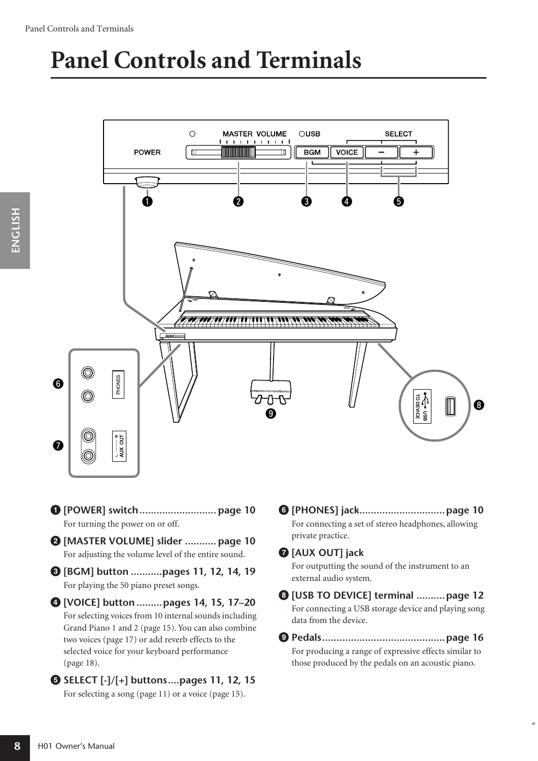# Panel Controls and Terminals

❶ **[POWER] switch.......................... page 10**
For turning the power on or off.

❷ **[MASTER VOLUME] slider ........... page 10**
For adjusting the volume level of the entire sound.

❸ **[BGM] button ...........pages 11, 12, 14, 19**
For playing the 50 piano preset songs.

❹ **[VOICE] button .........pages 14, 15, 17–20**
For selecting voices from 10 internal sounds including Grand Piano 1 and 2 (page 15). You can also combine two voices (page 17) or add reverb effects to the selected voice for your keyboard performance (page 18).

❺ **SELECT [-]/[+] buttons....pages 11, 12, 15**
For selecting a song (page 11) or a voice (page 15).

❻ **[PHONES] jack............................. page 10**
For connecting a set of stereo headphones, allowing private practice.

❼ **[AUX OUT] jack**
For outputting the sound of the instrument to an external audio system.

❽ **[USB TO DEVICE] terminal .......... page 12**
For connecting a USB storage device and playing song data from the device.

❾ **Pedals.......................................... page 16**
For producing a range of expressive effects similar to those produced by the pedals on an acoustic piano.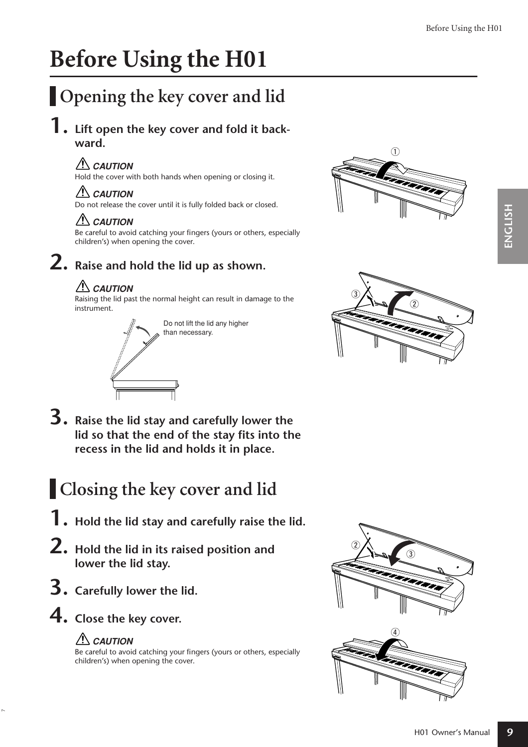# Before Using the H01

## Opening the key cover and lid

**1. Lift open the key cover and fold it backward.**

⚠ *CAUTION*
Hold the cover with both hands when opening or closing it.

⚠ *CAUTION*
Do not release the cover until it is fully folded back or closed.

⚠ *CAUTION*
Be careful to avoid catching your fingers (yours or others, especially children's) when opening the cover.

**2. Raise and hold the lid up as shown.**

⚠ *CAUTION*
Raising the lid past the normal height can result in damage to the instrument.

Do not lift the lid any higher than necessary.

**3. Raise the lid stay and carefully lower the lid so that the end of the stay fits into the recess in the lid and holds it in place.**

## Closing the key cover and lid

**1. Hold the lid stay and carefully raise the lid.**

**2. Hold the lid in its raised position and lower the lid stay.**

**3. Carefully lower the lid.**

**4. Close the key cover.**

⚠ *CAUTION*
Be careful to avoid catching your fingers (yours or others, especially children's) when opening the cover.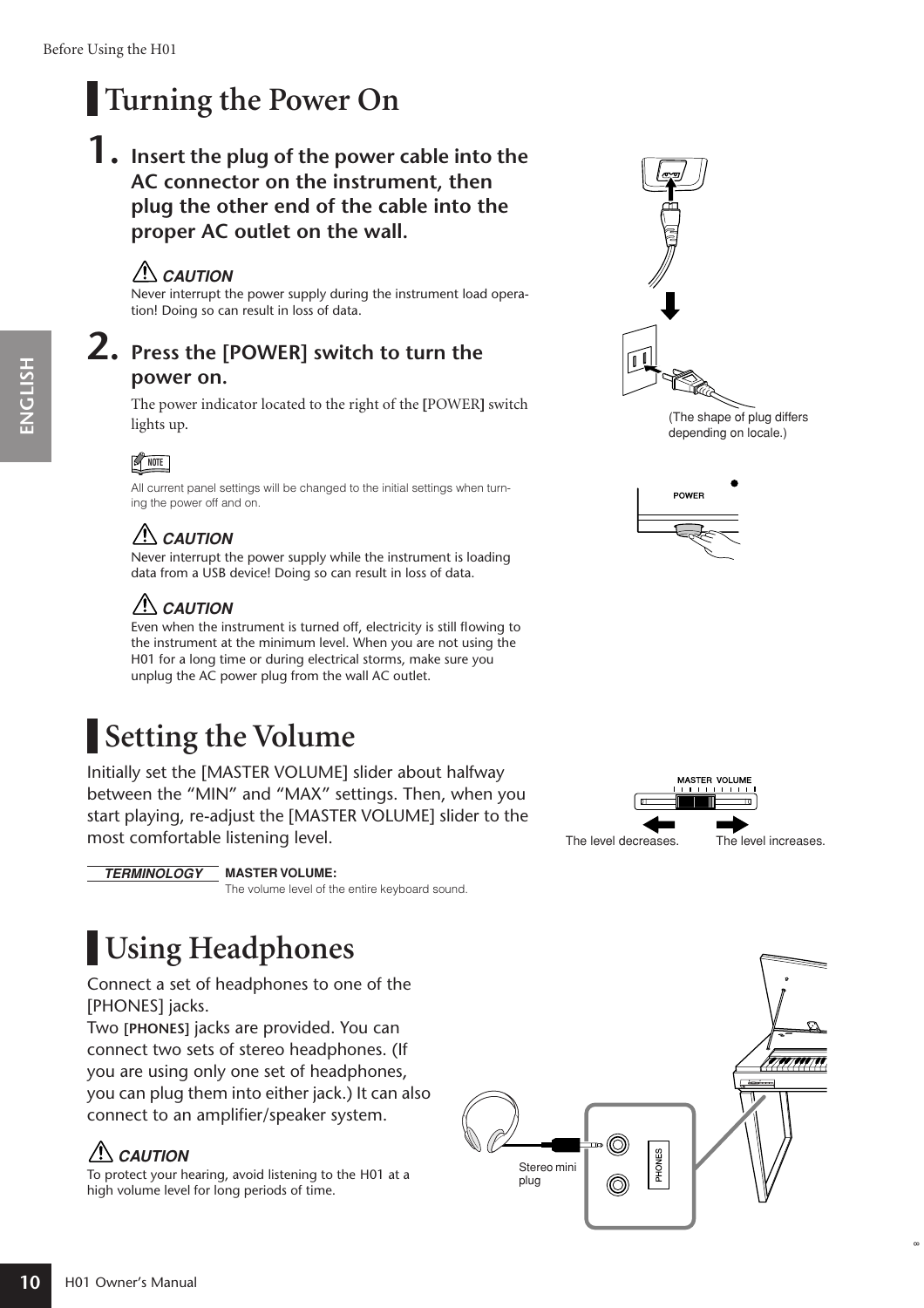# Turning the Power On

**1. Insert the plug of the power cable into the AC connector on the instrument, then plug the other end of the cable into the proper AC outlet on the wall.**

⚠ ***CAUTION***

Never interrupt the power supply during the instrument load operation! Doing so can result in loss of data.

(The shape of plug differs depending on locale.)

**2. Press the [POWER] switch to turn the power on.**

The power indicator located to the right of the [POWER] switch lights up.

NOTE

All current panel settings will be changed to the initial settings when turning the power off and on.

⚠ ***CAUTION***

Never interrupt the power supply while the instrument is loading data from a USB device! Doing so can result in loss of data.

⚠ ***CAUTION***

Even when the instrument is turned off, electricity is still flowing to the instrument at the minimum level. When you are not using the H01 for a long time or during electrical storms, make sure you unplug the AC power plug from the wall AC outlet.

# Setting the Volume

Initially set the [MASTER VOLUME] slider about halfway between the "MIN" and "MAX" settings. Then, when you start playing, re-adjust the [MASTER VOLUME] slider to the most comfortable listening level.

The level decreases. The level increases.

***TERMINOLOGY*** **MASTER VOLUME:**
The volume level of the entire keyboard sound.

# Using Headphones

Connect a set of headphones to one of the [PHONES] jacks.

Two **[PHONES]** jacks are provided. You can connect two sets of stereo headphones. (If you are using only one set of headphones, you can plug them into either jack.) It can also connect to an amplifier/speaker system.

⚠ ***CAUTION***

To protect your hearing, avoid listening to the H01 at a high volume level for long periods of time.

Stereo mini plug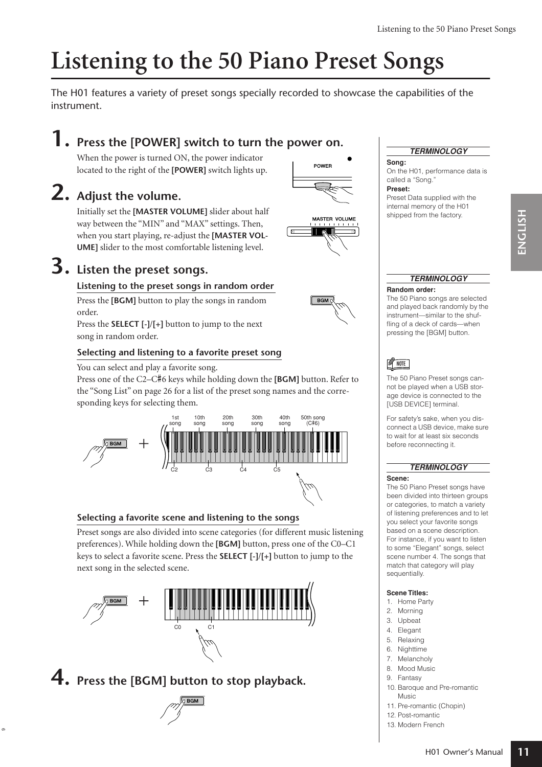# Listening to the 50 Piano Preset Songs

The H01 features a variety of preset songs specially recorded to showcase the capabilities of the instrument.

## 1. Press the [POWER] switch to turn the power on.

When the power is turned ON, the power indicator located to the right of the **[POWER]** switch lights up.

## 2. Adjust the volume.

Initially set the **[MASTER VOLUME]** slider about half way between the "MIN" and "MAX" settings. Then, when you start playing, re-adjust the **[MASTER VOLUME]** slider to the most comfortable listening level.

## 3. Listen the preset songs.

### Listening to the preset songs in random order

Press the **[BGM]** button to play the songs in random order.

Press the **SELECT [-]/[+]** button to jump to the next song in random order.

### Selecting and listening to a favorite preset song

You can select and play a favorite song.

Press one of the C2–C♯6 keys while holding down the **[BGM]** button. Refer to the "Song List" on page 26 for a list of the preset song names and the corresponding keys for selecting them.

### Selecting a favorite scene and listening to the songs

Preset songs are also divided into scene categories (for different music listening preferences). While holding down the **[BGM]** button, press one of the C0–C1 keys to select a favorite scene. Press the **SELECT [-]/[+]** button to jump to the next song in the selected scene.

## 4. Press the [BGM] button to stop playback.

---

**TERMINOLOGY**

**Song:**
On the H01, performance data is called a "Song."

**Preset:**
Preset Data supplied with the internal memory of the H01 shipped from the factory.

**TERMINOLOGY**

**Random order:**
The 50 Piano songs are selected and played back randomly by the instrument—similar to the shuffling of a deck of cards—when pressing the [BGM] button.

**NOTE**

The 50 Piano Preset songs cannot be played when a USB storage device is connected to the [USB DEVICE] terminal.

For safety's sake, when you disconnect a USB device, make sure to wait for at least six seconds before reconnecting it.

**TERMINOLOGY**

**Scene:**
The 50 Piano Preset songs have been divided into thirteen groups or categories, to match a variety of listening preferences and to let you select your favorite songs based on a scene description. For instance, if you want to listen to some "Elegant" songs, select scene number 4. The songs that match that category will play sequentially.

**Scene Titles:**

1. Home Party
2. Morning
3. Upbeat
4. Elegant
5. Relaxing
6. Nighttime
7. Melancholy
8. Mood Music
9. Fantasy
10. Baroque and Pre-romantic Music
11. Pre-romantic (Chopin)
12. Post-romantic
13. Modern French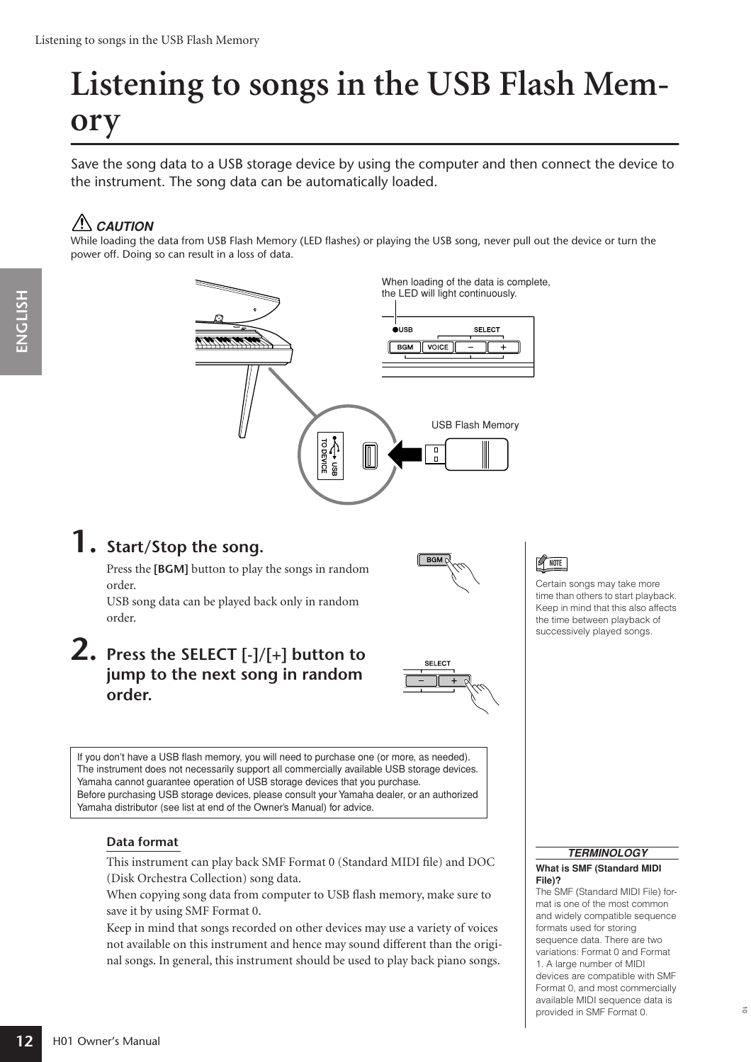# Listening to songs in the USB Flash Memory

Save the song data to a USB storage device by using the computer and then connect the device to the instrument. The song data can be automatically loaded.

**CAUTION**

While loading the data from USB Flash Memory (LED flashes) or playing the USB song, never pull out the device or turn the power off. Doing so can result in a loss of data.

When loading of the data is complete, the LED will light continuously.

USB Flash Memory

## 1. Start/Stop the song.

Press the **[BGM]** button to play the songs in random order.

USB song data can be played back only in random order.

## 2. Press the SELECT [-]/[+] button to jump to the next song in random order.

**NOTE**

Certain songs may take more time than others to start playback. Keep in mind that this also affects the time between playback of successively played songs.

If you don't have a USB flash memory, you will need to purchase one (or more, as needed). The instrument does not necessarily support all commercially available USB storage devices. Yamaha cannot guarantee operation of USB storage devices that you purchase. Before purchasing USB storage devices, please consult your Yamaha dealer, or an authorized Yamaha distributor (see list at end of the Owner's Manual) for advice.

### Data format

This instrument can play back SMF Format 0 (Standard MIDI file) and DOC (Disk Orchestra Collection) song data.

When copying song data from computer to USB flash memory, make sure to save it by using SMF Format 0.

Keep in mind that songs recorded on other devices may use a variety of voices not available on this instrument and hence may sound different than the original songs. In general, this instrument should be used to play back piano songs.

**TERMINOLOGY**

**What is SMF (Standard MIDI File)?**

The SMF (Standard MIDI File) format is one of the most common and widely compatible sequence formats used for storing sequence data. There are two variations: Format 0 and Format 1. A large number of MIDI devices are compatible with SMF Format 0, and most commercially available MIDI sequence data is provided in SMF Format 0.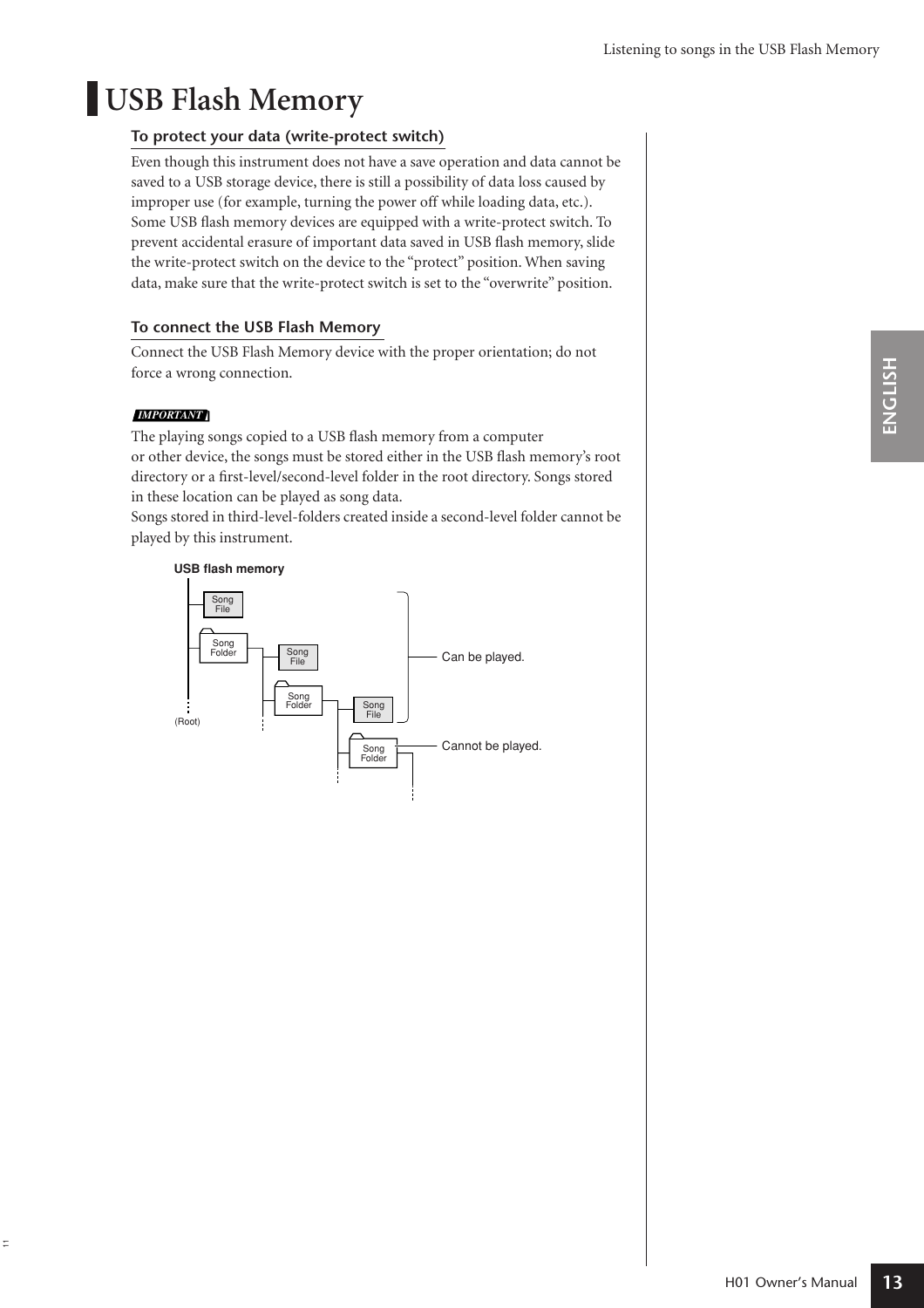# USB Flash Memory

### To protect your data (write-protect switch)

Even though this instrument does not have a save operation and data cannot be saved to a USB storage device, there is still a possibility of data loss caused by improper use (for example, turning the power off while loading data, etc.). Some USB flash memory devices are equipped with a write-protect switch. To prevent accidental erasure of important data saved in USB flash memory, slide the write-protect switch on the device to the "protect" position. When saving data, make sure that the write-protect switch is set to the "overwrite" position.

### To connect the USB Flash Memory

Connect the USB Flash Memory device with the proper orientation; do not force a wrong connection.

***IMPORTANT***

The playing songs copied to a USB flash memory from a computer or other device, the songs must be stored either in the USB flash memory's root directory or a first-level/second-level folder in the root directory. Songs stored in these location can be played as song data.
Songs stored in third-level-folders created inside a second-level folder cannot be played by this instrument.

**USB flash memory**

- (Root)
  - Song File
  - Song Folder
    - Song File
    - Song Folder
      - Song File
      - Song Folder

Can be played. (Song File in root, Song File in first-level folder, Song File in second-level folder)

Cannot be played. (third-level Song Folder)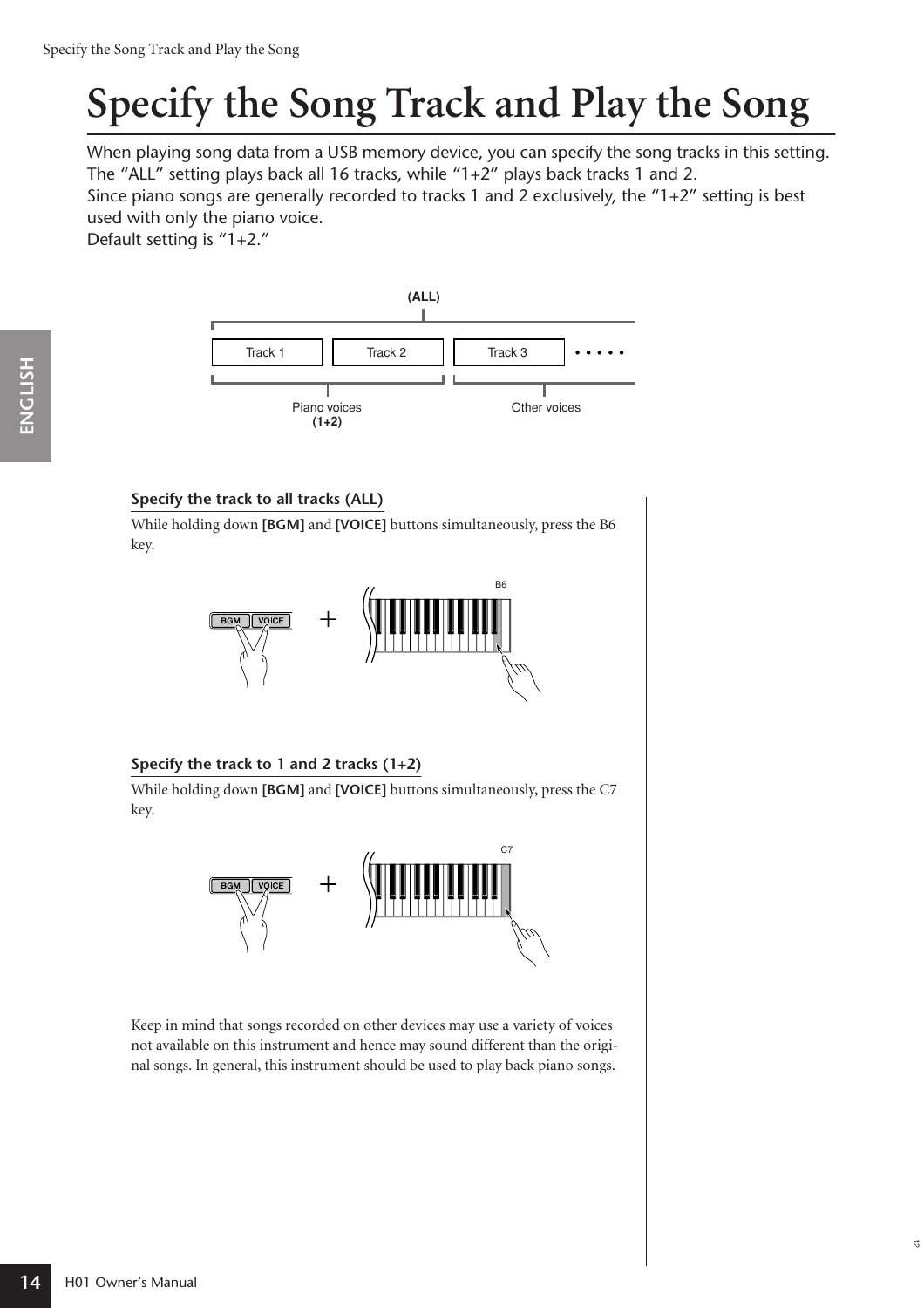# Specify the Song Track and Play the Song

When playing song data from a USB memory device, you can specify the song tracks in this setting. The "ALL" setting plays back all 16 tracks, while "1+2" plays back tracks 1 and 2.
Since piano songs are generally recorded to tracks 1 and 2 exclusively, the "1+2" setting is best used with only the piano voice.
Default setting is "1+2."

(ALL)

Track 1 | Track 2 | Track 3 • • • • •

Piano voices (1+2) | Other voices

### Specify the track to all tracks (ALL)

While holding down **[BGM]** and **[VOICE]** buttons simultaneously, press the B6 key.

### Specify the track to 1 and 2 tracks (1+2)

While holding down **[BGM]** and **[VOICE]** buttons simultaneously, press the C7 key.

Keep in mind that songs recorded on other devices may use a variety of voices not available on this instrument and hence may sound different than the original songs. In general, this instrument should be used to play back piano songs.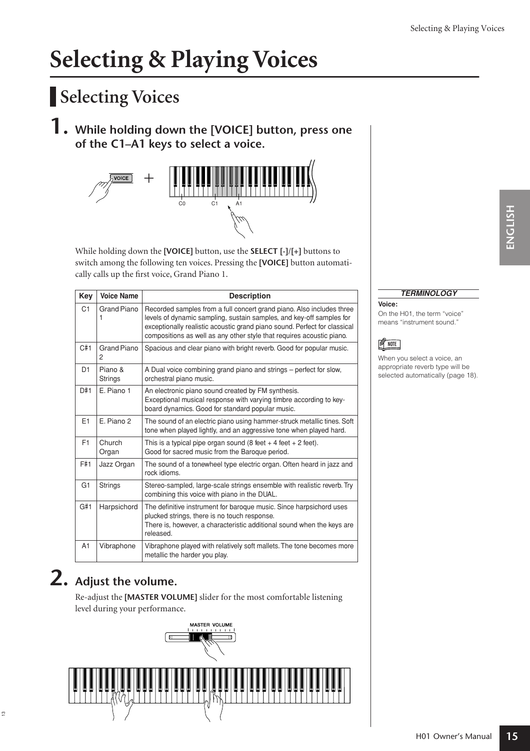# Selecting & Playing Voices

## Selecting Voices

### 1. While holding down the [VOICE] button, press one of the C1–A1 keys to select a voice.

While holding down the **[VOICE]** button, use the **SELECT [-]/[+]** buttons to switch among the following ten voices. Pressing the **[VOICE]** button automatically calls up the first voice, Grand Piano 1.

| Key | Voice Name | Description |
|---|---|---|
| C1 | Grand Piano 1 | Recorded samples from a full concert grand piano. Also includes three levels of dynamic sampling, sustain samples, and key-off samples for exceptionally realistic acoustic grand piano sound. Perfect for classical compositions as well as any other style that requires acoustic piano. |
| C#1 | Grand Piano 2 | Spacious and clear piano with bright reverb. Good for popular music. |
| D1 | Piano & Strings | A Dual voice combining grand piano and strings – perfect for slow, orchestral piano music. |
| D#1 | E. Piano 1 | An electronic piano sound created by FM synthesis. Exceptional musical response with varying timbre according to keyboard dynamics. Good for standard popular music. |
| E1 | E. Piano 2 | The sound of an electric piano using hammer-struck metallic tines. Soft tone when played lightly, and an aggressive tone when played hard. |
| F1 | Church Organ | This is a typical pipe organ sound (8 feet + 4 feet + 2 feet). Good for sacred music from the Baroque period. |
| F#1 | Jazz Organ | The sound of a tonewheel type electric organ. Often heard in jazz and rock idioms. |
| G1 | Strings | Stereo-sampled, large-scale strings ensemble with realistic reverb. Try combining this voice with piano in the DUAL. |
| G#1 | Harpsichord | The definitive instrument for baroque music. Since harpsichord uses plucked strings, there is no touch response. There is, however, a characteristic additional sound when the keys are released. |
| A1 | Vibraphone | Vibraphone played with relatively soft mallets. The tone becomes more metallic the harder you play. |

### 2. Adjust the volume.

Re-adjust the **[MASTER VOLUME]** slider for the most comfortable listening level during your performance.

***TERMINOLOGY***

**Voice:**
On the H01, the term "voice" means "instrument sound."

**NOTE**

When you select a voice, an appropriate reverb type will be selected automatically (page 18).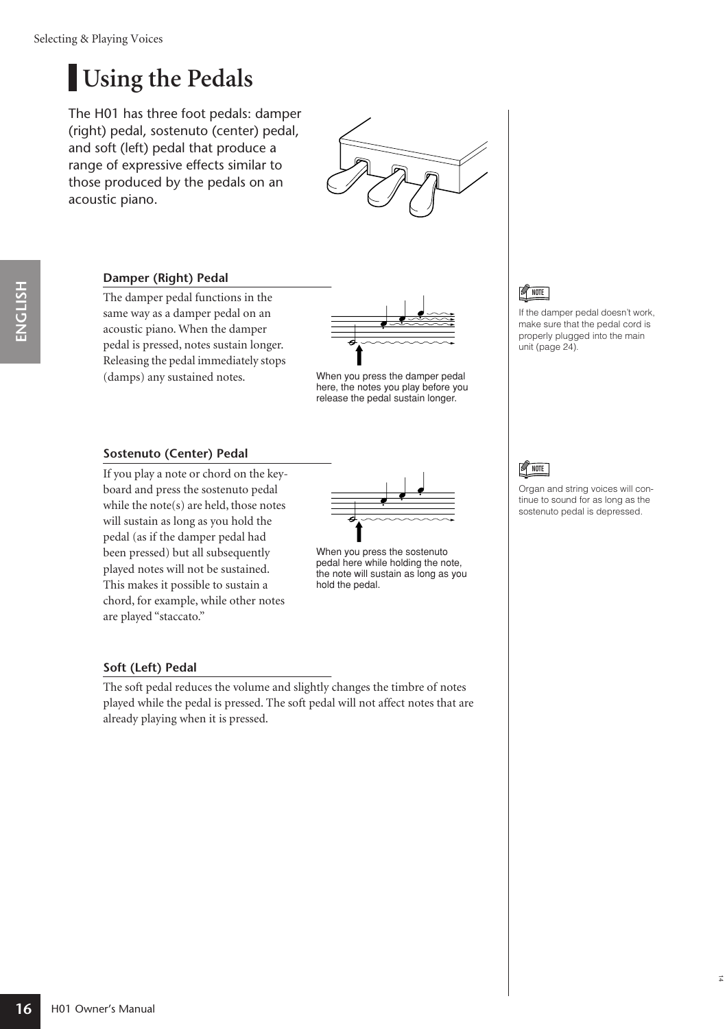# Using the Pedals

The H01 has three foot pedals: damper (right) pedal, sostenuto (center) pedal, and soft (left) pedal that produce a range of expressive effects similar to those produced by the pedals on an acoustic piano.

### Damper (Right) Pedal

The damper pedal functions in the same way as a damper pedal on an acoustic piano. When the damper pedal is pressed, notes sustain longer. Releasing the pedal immediately stops (damps) any sustained notes.

When you press the damper pedal here, the notes you play before you release the pedal sustain longer.

NOTE

If the damper pedal doesn't work, make sure that the pedal cord is properly plugged into the main unit (page 24).

### Sostenuto (Center) Pedal

If you play a note or chord on the keyboard and press the sostenuto pedal while the note(s) are held, those notes will sustain as long as you hold the pedal (as if the damper pedal had been pressed) but all subsequently played notes will not be sustained. This makes it possible to sustain a chord, for example, while other notes are played "staccato."

When you press the sostenuto pedal here while holding the note, the note will sustain as long as you hold the pedal.

NOTE

Organ and string voices will continue to sound for as long as the sostenuto pedal is depressed.

### Soft (Left) Pedal

The soft pedal reduces the volume and slightly changes the timbre of notes played while the pedal is pressed. The soft pedal will not affect notes that are already playing when it is pressed.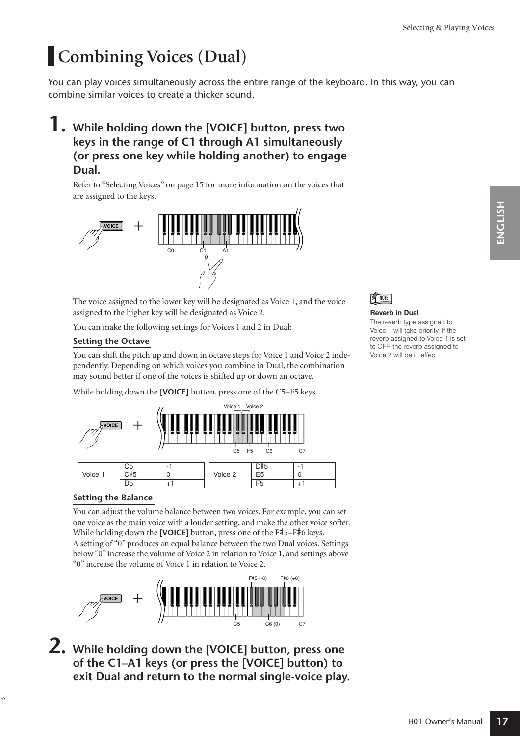# Combining Voices (Dual)

You can play voices simultaneously across the entire range of the keyboard. In this way, you can combine similar voices to create a thicker sound.

## 1. While holding down the [VOICE] button, press two keys in the range of C1 through A1 simultaneously (or press one key while holding another) to engage Dual.

Refer to "Selecting Voices" on page 15 for more information on the voices that are assigned to the keys.

The voice assigned to the lower key will be designated as Voice 1, and the voice assigned to the higher key will be designated as Voice 2.

You can make the following settings for Voices 1 and 2 in Dual:

### Setting the Octave

You can shift the pitch up and down in octave steps for Voice 1 and Voice 2 independently. Depending on which voices you combine in Dual, the combination may sound better if one of the voices is shifted up or down an octave.

While holding down the **[VOICE]** button, press one of the C5–F5 keys.

| Voice 1 | C5 | -1 |
|---|---|---|
| | C#5 | 0 |
| | D5 | +1 |

| Voice 2 | D#5 | -1 |
|---|---|---|
| | E5 | 0 |
| | F5 | +1 |

### Setting the Balance

You can adjust the volume balance between two voices. For example, you can set one voice as the main voice with a louder setting, and make the other voice softer. While holding down the **[VOICE]** button, press one of the F#5–F#6 keys.
A setting of "0" produces an equal balance between the two Dual voices. Settings below "0" increase the volume of Voice 2 in relation to Voice 1, and settings above "0" increase the volume of Voice 1 in relation to Voice 2.

F#5 (-6) F#6 (+6) C5 C6 (0) C7

## 2. While holding down the [VOICE] button, press one of the C1–A1 keys (or press the [VOICE] button) to exit Dual and return to the normal single-voice play.

NOTE

**Reverb in Dual**
The reverb type assigned to Voice 1 will take priority. If the reverb assigned to Voice 1 is set to OFF, the reverb assigned to Voice 2 will be in effect.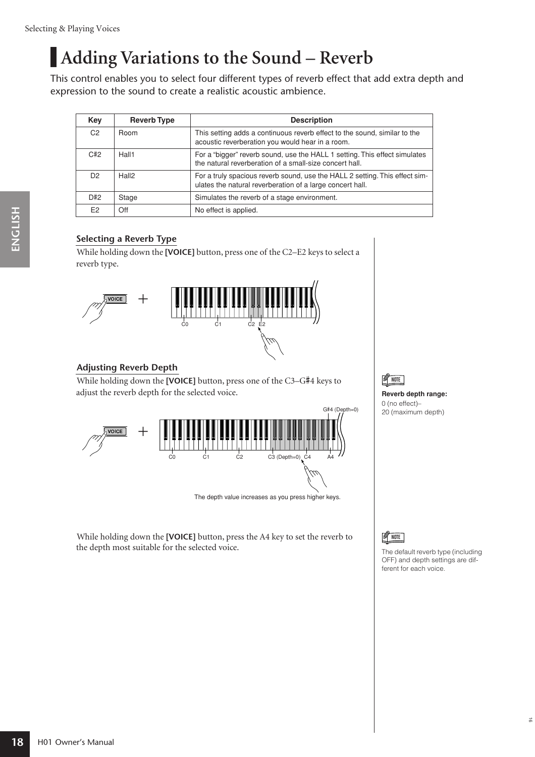# Adding Variations to the Sound – Reverb

This control enables you to select four different types of reverb effect that add extra depth and expression to the sound to create a realistic acoustic ambience.

| Key | Reverb Type | Description |
|---|---|---|
| C2 | Room | This setting adds a continuous reverb effect to the sound, similar to the acoustic reverberation you would hear in a room. |
| C#2 | Hall1 | For a “bigger” reverb sound, use the HALL 1 setting. This effect simulates the natural reverberation of a small-size concert hall. |
| D2 | Hall2 | For a truly spacious reverb sound, use the HALL 2 setting. This effect simulates the natural reverberation of a large concert hall. |
| D#2 | Stage | Simulates the reverb of a stage environment. |
| E2 | Off | No effect is applied. |

## Selecting a Reverb Type

While holding down the **[VOICE]** button, press one of the C2–E2 keys to select a reverb type.

VOICE + C0 C1 C2 E2

## Adjusting Reverb Depth

While holding down the **[VOICE]** button, press one of the C3–G♯4 keys to adjust the reverb depth for the selected voice.

VOICE + C0 C1 C2 C3 (Depth=0) C4 A4 G♯4 (Depth=0)

The depth value increases as you press higher keys.

NOTE

**Reverb depth range:**
0 (no effect)–
20 (maximum depth)

While holding down the **[VOICE]** button, press the A4 key to set the reverb to the depth most suitable for the selected voice.

NOTE

The default reverb type (including OFF) and depth settings are different for each voice.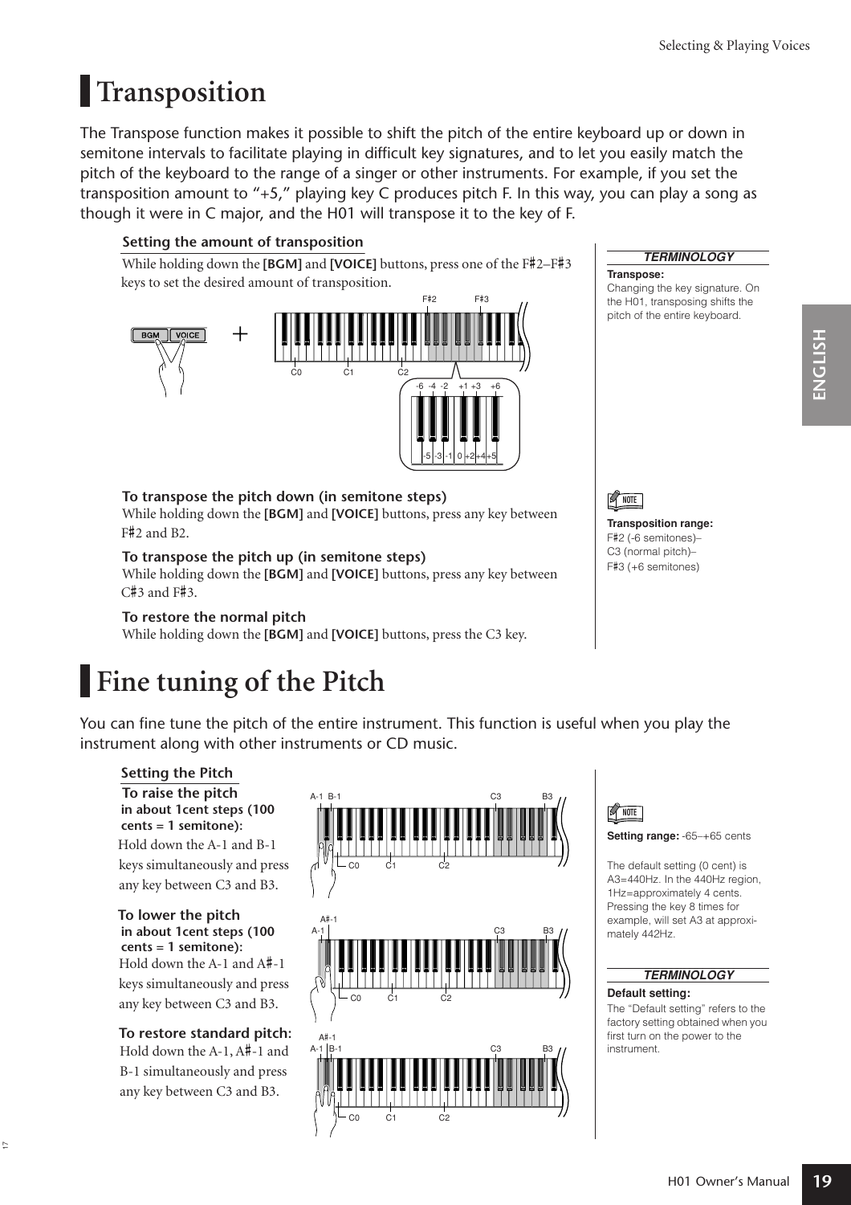# Transposition

The Transpose function makes it possible to shift the pitch of the entire keyboard up or down in semitone intervals to facilitate playing in difficult key signatures, and to let you easily match the pitch of the keyboard to the range of a singer or other instruments. For example, if you set the transposition amount to "+5," playing key C produces pitch F. In this way, you can play a song as though it were in C major, and the H01 will transpose it to the key of F.

### Setting the amount of transposition

While holding down the **[BGM]** and **[VOICE]** buttons, press one of the F♯2–F♯3 keys to set the desired amount of transposition.

**To transpose the pitch down (in semitone steps)**
While holding down the **[BGM]** and **[VOICE]** buttons, press any key between F♯2 and B2.

**To transpose the pitch up (in semitone steps)**
While holding down the **[BGM]** and **[VOICE]** buttons, press any key between C♯3 and F♯3.

**To restore the normal pitch**
While holding down the **[BGM]** and **[VOICE]** buttons, press the C3 key.

***TERMINOLOGY***

**Transpose:**
Changing the key signature. On the H01, transposing shifts the pitch of the entire keyboard.

**NOTE**

**Transposition range:**
F♯2 (-6 semitones)–
C3 (normal pitch)–
F♯3 (+6 semitones)

# Fine tuning of the Pitch

You can fine tune the pitch of the entire instrument. This function is useful when you play the instrument along with other instruments or CD music.

### Setting the Pitch

**To raise the pitch in about 1cent steps (100 cents = 1 semitone):**
Hold down the A-1 and B-1 keys simultaneously and press any key between C3 and B3.

**To lower the pitch in about 1cent steps (100 cents = 1 semitone):**
Hold down the A-1 and A♯-1 keys simultaneously and press any key between C3 and B3.

**To restore standard pitch:**
Hold down the A-1, A♯-1 and B-1 simultaneously and press any key between C3 and B3.

**NOTE**

**Setting range:** -65–+65 cents

The default setting (0 cent) is A3=440Hz. In the 440Hz region, 1Hz=approximately 4 cents. Pressing the key 8 times for example, will set A3 at approximately 442Hz.

***TERMINOLOGY***

**Default setting:**
The "Default setting" refers to the factory setting obtained when you first turn on the power to the instrument.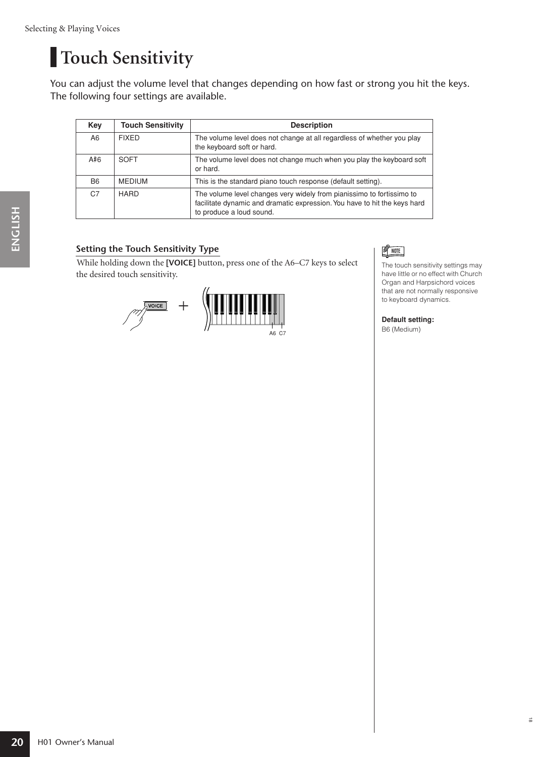# Touch Sensitivity

You can adjust the volume level that changes depending on how fast or strong you hit the keys. The following four settings are available.

| Key | Touch Sensitivity | Description |
| --- | --- | --- |
| A6 | FIXED | The volume level does not change at all regardless of whether you play the keyboard soft or hard. |
| A#6 | SOFT | The volume level does not change much when you play the keyboard soft or hard. |
| B6 | MEDIUM | This is the standard piano touch response (default setting). |
| C7 | HARD | The volume level changes very widely from pianissimo to fortissimo to facilitate dynamic and dramatic expression. You have to hit the keys hard to produce a loud sound. |

## Setting the Touch Sensitivity Type

While holding down the **[VOICE]** button, press one of the A6–C7 keys to select the desired touch sensitivity.

VOICE + A6 C7

NOTE

The touch sensitivity settings may have little or no effect with Church Organ and Harpsichord voices that are not normally responsive to keyboard dynamics.

**Default setting:**
B6 (Medium)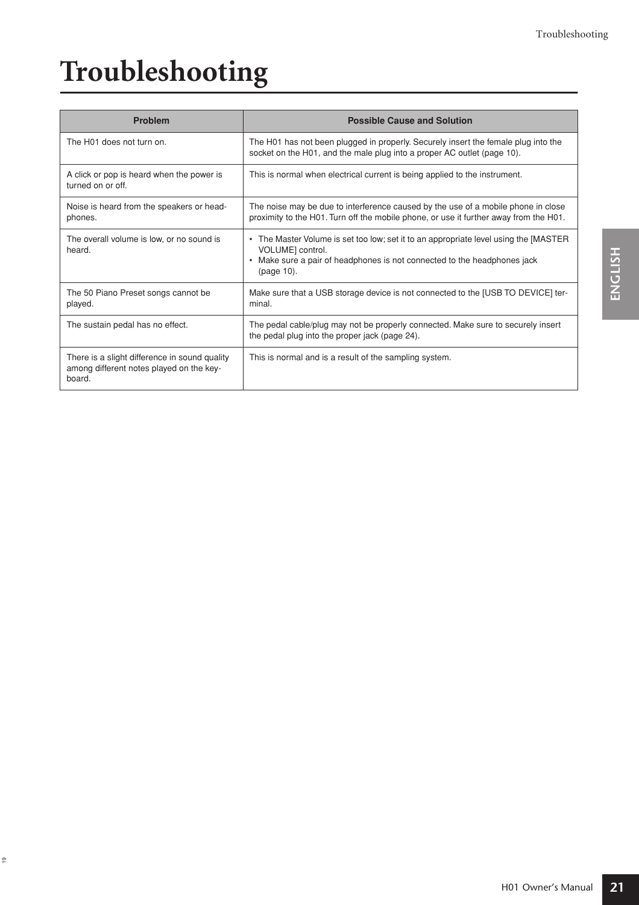# Troubleshooting

| Problem | Possible Cause and Solution |
|---|---|
| The H01 does not turn on. | The H01 has not been plugged in properly. Securely insert the female plug into the socket on the H01, and the male plug into a proper AC outlet (page 10). |
| A click or pop is heard when the power is turned on or off. | This is normal when electrical current is being applied to the instrument. |
| Noise is heard from the speakers or headphones. | The noise may be due to interference caused by the use of a mobile phone in close proximity to the H01. Turn off the mobile phone, or use it further away from the H01. |
| The overall volume is low, or no sound is heard. | • The Master Volume is set too low; set it to an appropriate level using the [MASTER VOLUME] control.<br>• Make sure a pair of headphones is not connected to the headphones jack (page 10). |
| The 50 Piano Preset songs cannot be played. | Make sure that a USB storage device is not connected to the [USB TO DEVICE] terminal. |
| The sustain pedal has no effect. | The pedal cable/plug may not be properly connected. Make sure to securely insert the pedal plug into the proper jack (page 24). |
| There is a slight difference in sound quality among different notes played on the keyboard. | This is normal and is a result of the sampling system. |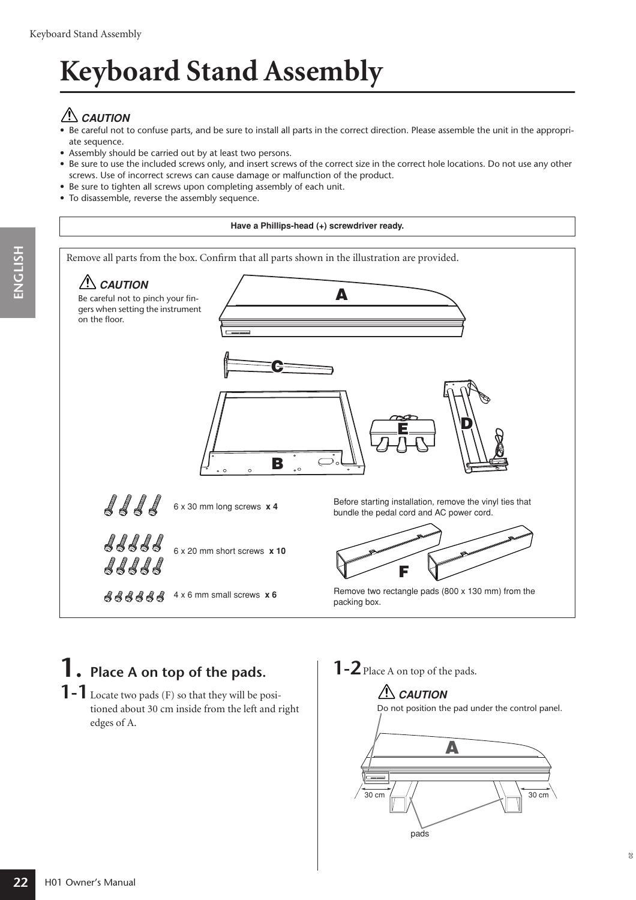# Keyboard Stand Assembly

**⚠ CAUTION**

- Be careful not to confuse parts, and be sure to install all parts in the correct direction. Please assemble the unit in the appropriate sequence.
- Assembly should be carried out by at least two persons.
- Be sure to use the included screws only, and insert screws of the correct size in the correct hole locations. Do not use any other screws. Use of incorrect screws can cause damage or malfunction of the product.
- Be sure to tighten all screws upon completing assembly of each unit.
- To disassemble, reverse the assembly sequence.

**Have a Phillips-head (+) screwdriver ready.**

Remove all parts from the box. Confirm that all parts shown in the illustration are provided.

**⚠ CAUTION**

Be careful not to pinch your fingers when setting the instrument on the floor.

A

C

B

E

D

6 x 30 mm long screws **x 4**

6 x 20 mm short screws **x 10**

4 x 6 mm small screws **x 6**

Before starting installation, remove the vinyl ties that bundle the pedal cord and AC power cord.

F

Remove two rectangle pads (800 x 130 mm) from the packing box.

## 1. Place A on top of the pads.

**1-1** Locate two pads (F) so that they will be positioned about 30 cm inside from the left and right edges of A.

**1-2** Place A on top of the pads.

**⚠ CAUTION**

Do not position the pad under the control panel.

A

30 cm

30 cm

pads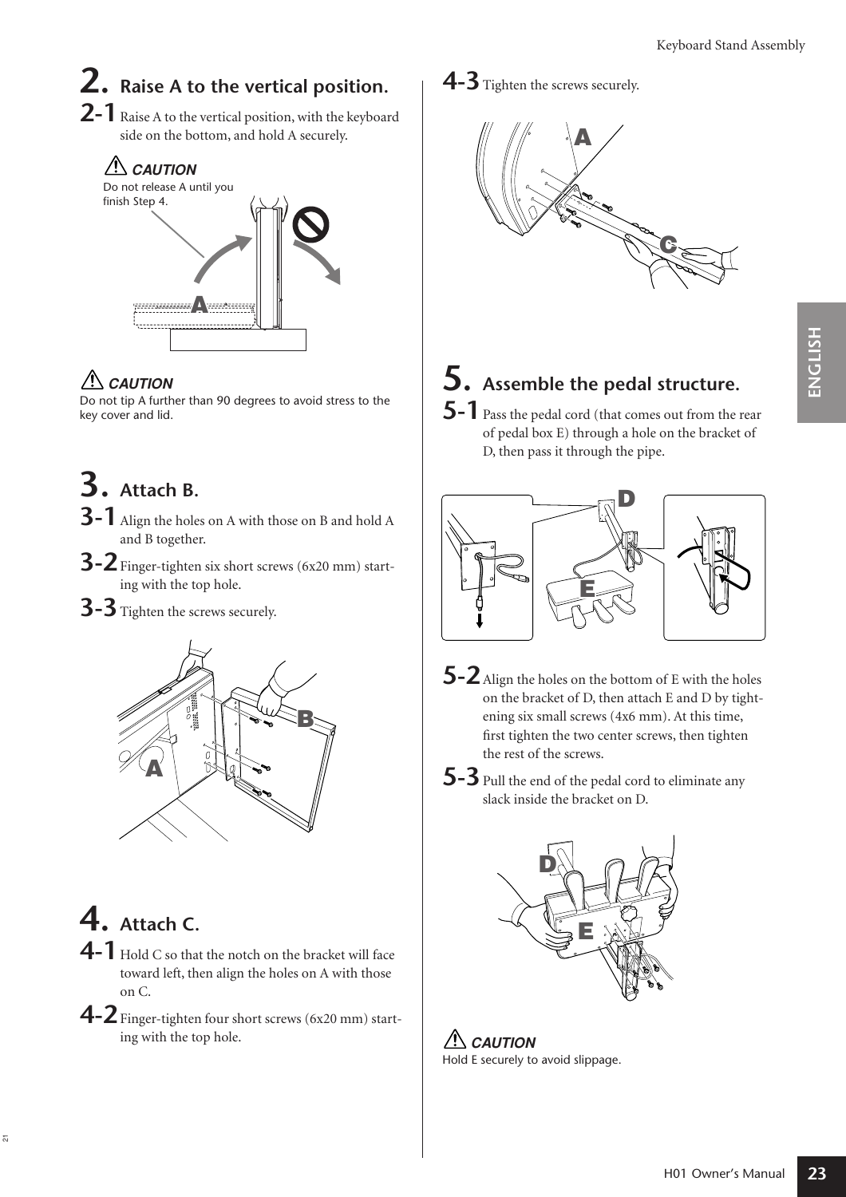## 2. Raise A to the vertical position.

**2-1** Raise A to the vertical position, with the keyboard side on the bottom, and hold A securely.

**CAUTION**
Do not release A until you finish Step 4.

**CAUTION**
Do not tip A further than 90 degrees to avoid stress to the key cover and lid.

## 3. Attach B.

**3-1** Align the holes on A with those on B and hold A and B together.

**3-2** Finger-tighten six short screws (6x20 mm) starting with the top hole.

**3-3** Tighten the screws securely.

## 4. Attach C.

**4-1** Hold C so that the notch on the bracket will face toward left, then align the holes on A with those on C.

**4-2** Finger-tighten four short screws (6x20 mm) starting with the top hole.

**4-3** Tighten the screws securely.

## 5. Assemble the pedal structure.

**5-1** Pass the pedal cord (that comes out from the rear of pedal box E) through a hole on the bracket of D, then pass it through the pipe.

**5-2** Align the holes on the bottom of E with the holes on the bracket of D, then attach E and D by tightening six small screws (4x6 mm). At this time, first tighten the two center screws, then tighten the rest of the screws.

**5-3** Pull the end of the pedal cord to eliminate any slack inside the bracket on D.

**CAUTION**
Hold E securely to avoid slippage.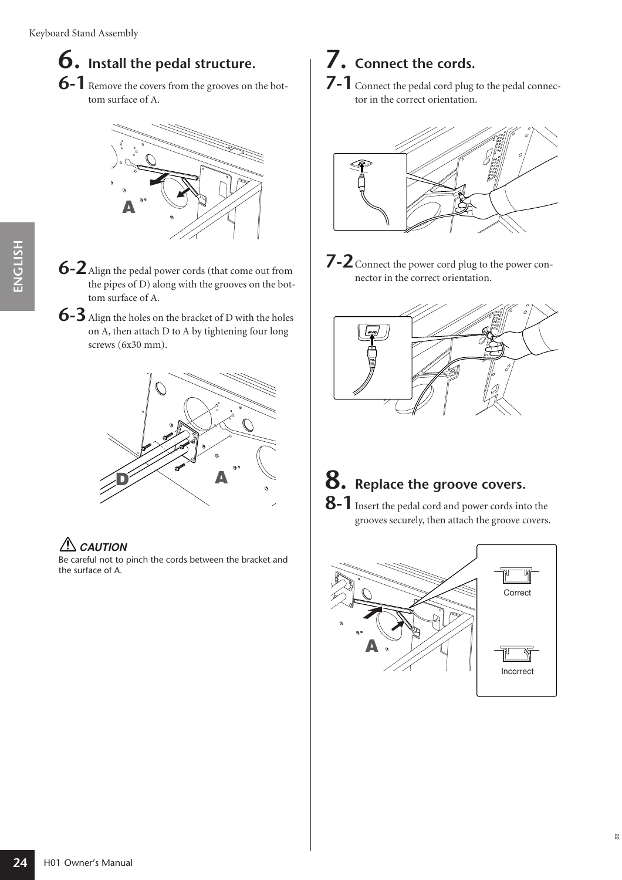## 6. Install the pedal structure.

**6-1** Remove the covers from the grooves on the bottom surface of A.

**6-2** Align the pedal power cords (that come out from the pipes of D) along with the grooves on the bottom surface of A.

**6-3** Align the holes on the bracket of D with the holes on A, then attach D to A by tightening four long screws (6x30 mm).

⚠ ***CAUTION***

Be careful not to pinch the cords between the bracket and the surface of A.

## 7. Connect the cords.

**7-1** Connect the pedal cord plug to the pedal connector in the correct orientation.

**7-2** Connect the power cord plug to the power connector in the correct orientation.

## 8. Replace the groove covers.

**8-1** Insert the pedal cord and power cords into the grooves securely, then attach the groove covers.

Correct

Incorrect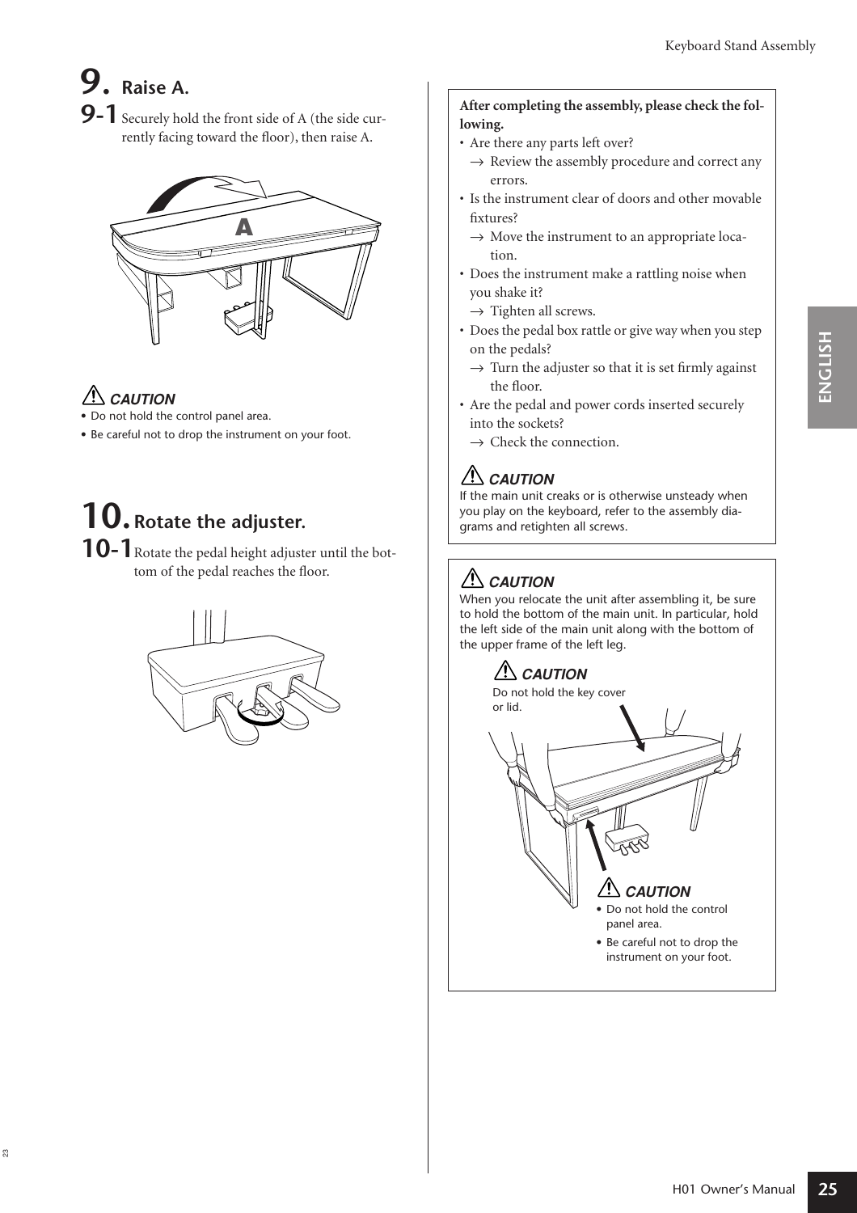## 9. Raise A.

**9-1** Securely hold the front side of A (the side currently facing toward the floor), then raise A.

**CAUTION**

- Do not hold the control panel area.
- Be careful not to drop the instrument on your foot.

## 10. Rotate the adjuster.

**10-1** Rotate the pedal height adjuster until the bottom of the pedal reaches the floor.

**After completing the assembly, please check the following.**

- Are there any parts left over?
  → Review the assembly procedure and correct any errors.
- Is the instrument clear of doors and other movable fixtures?
  → Move the instrument to an appropriate location.
- Does the instrument make a rattling noise when you shake it?
  → Tighten all screws.
- Does the pedal box rattle or give way when you step on the pedals?
  → Turn the adjuster so that it is set firmly against the floor.
- Are the pedal and power cords inserted securely into the sockets?
  → Check the connection.

**CAUTION**

If the main unit creaks or is otherwise unsteady when you play on the keyboard, refer to the assembly diagrams and retighten all screws.

**CAUTION**

When you relocate the unit after assembling it, be sure to hold the bottom of the main unit. In particular, hold the left side of the main unit along with the bottom of the upper frame of the left leg.

**CAUTION**

Do not hold the key cover or lid.

**CAUTION**

- Do not hold the control panel area.
- Be careful not to drop the instrument on your foot.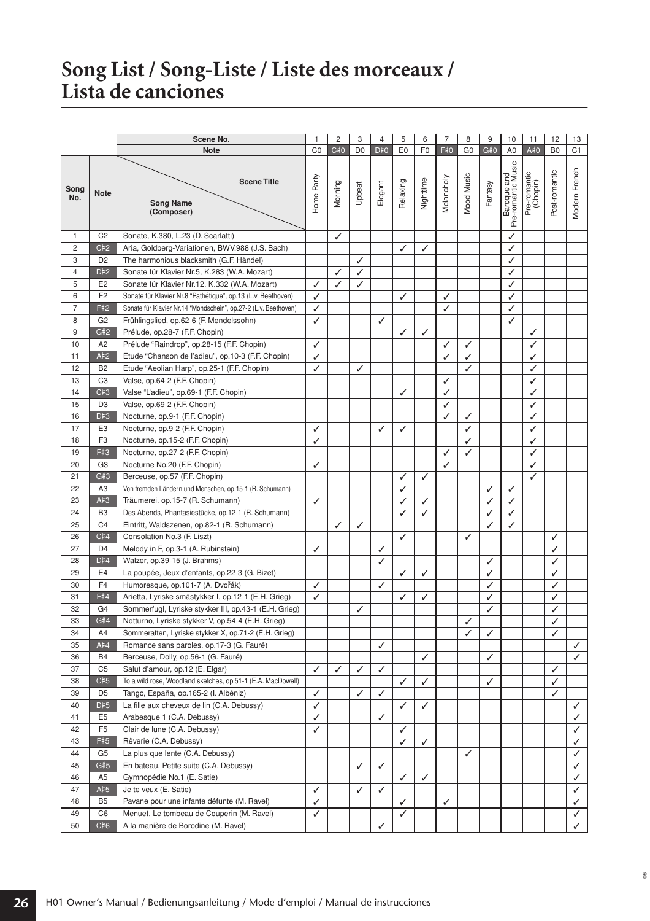# Song List / Song-Liste / Liste des morceaux / Lista de canciones

| | | Scene No. | 1 | 2 | 3 | 4 | 5 | 6 | 7 | 8 | 9 | 10 | 11 | 12 | 13 |
|---|---|---|---|---|---|---|---|---|---|---|---|---|---|---|---|
| | | Note | C0 | C#0 | D0 | D#0 | E0 | F0 | F#0 | G0 | G#0 | A0 | A#0 | B0 | C1 |
| Song No. | Note | Scene Title / Song Name (Composer) | Home Party | Morning | Upbeat | Elegant | Relaxing | Nighttime | Melancholy | Mood Music | Fantasy | Baroque and Pre-romantic Music | Pre-romantic (Chopin) | Post-romantic | Modern French |
| 1 | C2 | Sonate, K.380, L.23 (D. Scarlatti) | | ✓ | | | | | | | | ✓ | | | |
| 2 | C#2 | Aria, Goldberg-Variationen, BWV.988 (J.S. Bach) | | | | | ✓ | ✓ | | | | ✓ | | | |
| 3 | D2 | The harmonious blacksmith (G.F. Händel) | | | ✓ | | | | | | | ✓ | | | |
| 4 | D#2 | Sonate für Klavier Nr.5, K.283 (W.A. Mozart) | | ✓ | ✓ | | | | | | | ✓ | | | |
| 5 | E2 | Sonate für Klavier Nr.12, K.332 (W.A. Mozart) | ✓ | ✓ | ✓ | | | | | | | ✓ | | | |
| 6 | F2 | Sonate für Klavier Nr.8 "Pathétique", op.13 (L.v. Beethoven) | ✓ | | | | ✓ | | ✓ | | | ✓ | | | |
| 7 | F#2 | Sonate für Klavier Nr.14 "Mondschein", op.27-2 (L.v. Beethoven) | ✓ | | | | | | ✓ | | | ✓ | | | |
| 8 | G2 | Frühlingslied, op.62-6 (F. Mendelssohn) | ✓ | | | ✓ | | | | | | ✓ | | | |
| 9 | G#2 | Prélude, op.28-7 (F.F. Chopin) | | | | | ✓ | ✓ | | | | | ✓ | | |
| 10 | A2 | Prélude "Raindrop", op.28-15 (F.F. Chopin) | ✓ | | | | | | ✓ | ✓ | | | ✓ | | |
| 11 | A#2 | Etude "Chanson de l'adieu", op.10-3 (F.F. Chopin) | ✓ | | | | | | ✓ | ✓ | | | ✓ | | |
| 12 | B2 | Etude "Aeolian Harp", op.25-1 (F.F. Chopin) | ✓ | | ✓ | | | | | ✓ | | | ✓ | | |
| 13 | C3 | Valse, op.64-2 (F.F. Chopin) | | | | | | | ✓ | | | | ✓ | | |
| 14 | C#3 | Valse "L'adieu", op.69-1 (F.F. Chopin) | | | | | ✓ | | ✓ | | | | ✓ | | |
| 15 | D3 | Valse, op.69-2 (F.F. Chopin) | | | | | | | ✓ | | | | ✓ | | |
| 16 | D#3 | Nocturne, op.9-1 (F.F. Chopin) | | | | | | | ✓ | ✓ | | | ✓ | | |
| 17 | E3 | Nocturne, op.9-2 (F.F. Chopin) | ✓ | | | ✓ | ✓ | | | ✓ | | | ✓ | | |
| 18 | F3 | Nocturne, op.15-2 (F.F. Chopin) | ✓ | | | | | | | ✓ | | | ✓ | | |
| 19 | F#3 | Nocturne, op.27-2 (F.F. Chopin) | | | | | | | ✓ | ✓ | | | ✓ | | |
| 20 | G3 | Nocturne No.20 (F.F. Chopin) | ✓ | | | | | | ✓ | | | | ✓ | | |
| 21 | G#3 | Berceuse, op.57 (F.F. Chopin) | | | | | ✓ | ✓ | | | | | ✓ | | |
| 22 | A3 | Von fremden Ländern und Menschen, op.15-1 (R. Schumann) | | | | | ✓ | | | | ✓ | ✓ | | | |
| 23 | A#3 | Träumerei, op.15-7 (R. Schumann) | ✓ | | | | ✓ | ✓ | | | ✓ | ✓ | | | |
| 24 | B3 | Des Abends, Phantasiestücke, op.12-1 (R. Schumann) | | | | | ✓ | ✓ | | | ✓ | ✓ | | | |
| 25 | C4 | Eintritt, Waldszenen, op.82-1 (R. Schumann) | | ✓ | ✓ | | | | | | ✓ | ✓ | | | |
| 26 | C#4 | Consolation No.3 (F. Liszt) | | | | | ✓ | | | ✓ | | | | ✓ | |
| 27 | D4 | Melody in F, op.3-1 (A. Rubinstein) | ✓ | | | ✓ | | | | | | | | ✓ | |
| 28 | D#4 | Walzer, op.39-15 (J. Brahms) | | | | ✓ | | | | | ✓ | | | ✓ | |
| 29 | E4 | La poupée, Jeux d'enfants, op.22-3 (G. Bizet) | | | | | ✓ | ✓ | | | ✓ | | | ✓ | |
| 30 | F4 | Humoresque, op.101-7 (A. Dvořák) | ✓ | | | ✓ | | | | | ✓ | | | ✓ | |
| 31 | F#4 | Arietta, Lyriske småstykker I, op.12-1 (E.H. Grieg) | ✓ | | | | ✓ | ✓ | | | ✓ | | | ✓ | |
| 32 | G4 | Sommerfugl, Lyriske stykker III, op.43-1 (E.H. Grieg) | | | ✓ | | | | | | ✓ | | | ✓ | |
| 33 | G#4 | Notturno, Lyriske stykker V, op.54-4 (E.H. Grieg) | | | | | | | | ✓ | | | | ✓ | |
| 34 | A4 | Sommeraften, Lyriske stykker X, op.71-2 (E.H. Grieg) | | | | | | | | ✓ | ✓ | | | ✓ | |
| 35 | A#4 | Romance sans paroles, op.17-3 (G. Fauré) | | | | ✓ | | | | | | | | | ✓ |
| 36 | B4 | Berceuse, Dolly, op.56-1 (G. Fauré) | | | | | | ✓ | | | ✓ | | | | ✓ |
| 37 | C5 | Salut d'amour, op.12 (E. Elgar) | ✓ | ✓ | ✓ | ✓ | | | | | | | | ✓ | |
| 38 | C#5 | To a wild rose, Woodland sketches, op.51-1 (E.A. MacDowell) | | | | | ✓ | ✓ | | | ✓ | | | ✓ | |
| 39 | D5 | Tango, España, op.165-2 (I. Albéniz) | ✓ | | ✓ | ✓ | | | | | | | | ✓ | |
| 40 | D#5 | La fille aux cheveux de lin (C.A. Debussy) | ✓ | | | | ✓ | ✓ | | | | | | | ✓ |
| 41 | E5 | Arabesque 1 (C.A. Debussy) | ✓ | | | ✓ | | | | | | | | | ✓ |
| 42 | F5 | Clair de lune (C.A. Debussy) | ✓ | | | | ✓ | | | | | | | | ✓ |
| 43 | F#5 | Rêverie (C.A. Debussy) | | | | | ✓ | ✓ | | | | | | | ✓ |
| 44 | G5 | La plus que lente (C.A. Debussy) | | | | | | | | ✓ | | | | | ✓ |
| 45 | G#5 | En bateau, Petite suite (C.A. Debussy) | | | ✓ | ✓ | | | | | | | | | ✓ |
| 46 | A5 | Gymnopédie No.1 (E. Satie) | | | | | ✓ | ✓ | | | | | | | ✓ |
| 47 | A#5 | Je te veux (E. Satie) | ✓ | | ✓ | ✓ | | | | | | | | | ✓ |
| 48 | B5 | Pavane pour une infante défunte (M. Ravel) | ✓ | | | | ✓ | | ✓ | | | | | | ✓ |
| 49 | C6 | Menuet, Le tombeau de Couperin (M. Ravel) | ✓ | | | | ✓ | | | | | | | | ✓ |
| 50 | C#6 | A la manière de Borodine (M. Ravel) | | | | ✓ | | | | | | | | | ✓ |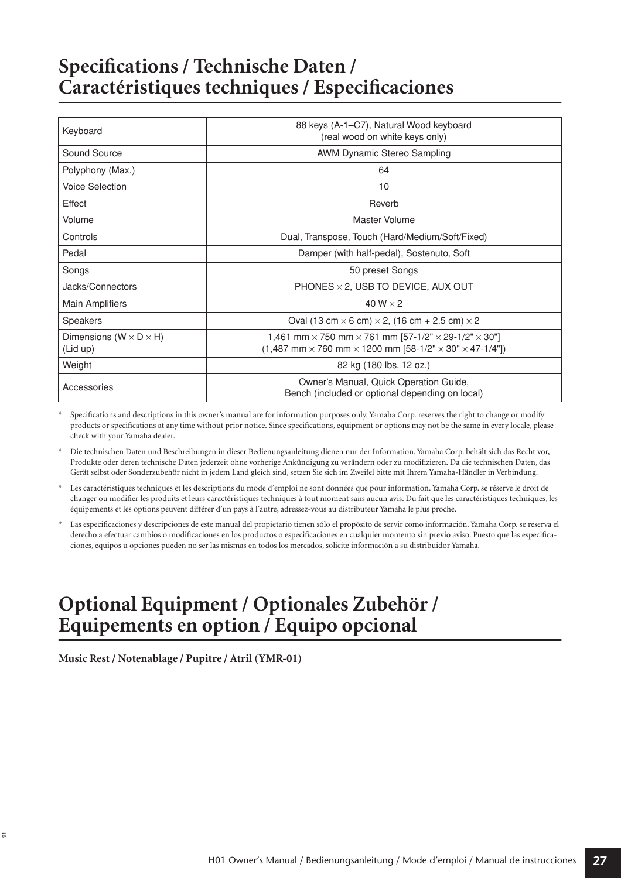# Specifications / Technische Daten / Caractéristiques techniques / Especificaciones

| | |
|---|---|
| Keyboard | 88 keys (A-1–C7), Natural Wood keyboard (real wood on white keys only) |
| Sound Source | AWM Dynamic Stereo Sampling |
| Polyphony (Max.) | 64 |
| Voice Selection | 10 |
| Effect | Reverb |
| Volume | Master Volume |
| Controls | Dual, Transpose, Touch (Hard/Medium/Soft/Fixed) |
| Pedal | Damper (with half-pedal), Sostenuto, Soft |
| Songs | 50 preset Songs |
| Jacks/Connectors | PHONES × 2, USB TO DEVICE, AUX OUT |
| Main Amplifiers | 40 W × 2 |
| Speakers | Oval (13 cm × 6 cm) × 2, (16 cm + 2.5 cm) × 2 |
| Dimensions (W × D × H) (Lid up) | 1,461 mm × 750 mm × 761 mm [57-1/2" × 29-1/2" × 30"] (1,487 mm × 760 mm × 1200 mm [58-1/2" × 30" × 47-1/4"]) |
| Weight | 82 kg (180 lbs. 12 oz.) |
| Accessories | Owner's Manual, Quick Operation Guide, Bench (included or optional depending on local) |

* Specifications and descriptions in this owner's manual are for information purposes only. Yamaha Corp. reserves the right to change or modify products or specifications at any time without prior notice. Since specifications, equipment or options may not be the same in every locale, please check with your Yamaha dealer.

* Die technischen Daten und Beschreibungen in dieser Bedienungsanleitung dienen nur der Information. Yamaha Corp. behält sich das Recht vor, Produkte oder deren technische Daten jederzeit ohne vorherige Ankündigung zu verändern oder zu modifizieren. Da die technischen Daten, das Gerät selbst oder Sonderzubehör nicht in jedem Land gleich sind, setzen Sie sich im Zweifel bitte mit Ihrem Yamaha-Händler in Verbindung.

* Les caractéristiques techniques et les descriptions du mode d'emploi ne sont données que pour information. Yamaha Corp. se réserve le droit de changer ou modifier les produits et leurs caractéristiques techniques à tout moment sans aucun avis. Du fait que les caractéristiques techniques, les équipements et les options peuvent différer d'un pays à l'autre, adressez-vous au distributeur Yamaha le plus proche.

* Las especificaciones y descripciones de este manual del propietario tienen sólo el propósito de servir como información. Yamaha Corp. se reserva el derecho a efectuar cambios o modificaciones en los productos o especificaciones en cualquier momento sin previo aviso. Puesto que las especificaciones, equipos u opciones pueden no ser las mismas en todos los mercados, solicite información a su distribuidor Yamaha.

# Optional Equipment / Optionales Zubehör / Equipements en option / Equipo opcional

**Music Rest / Notenablage / Pupitre / Atril (YMR-01)**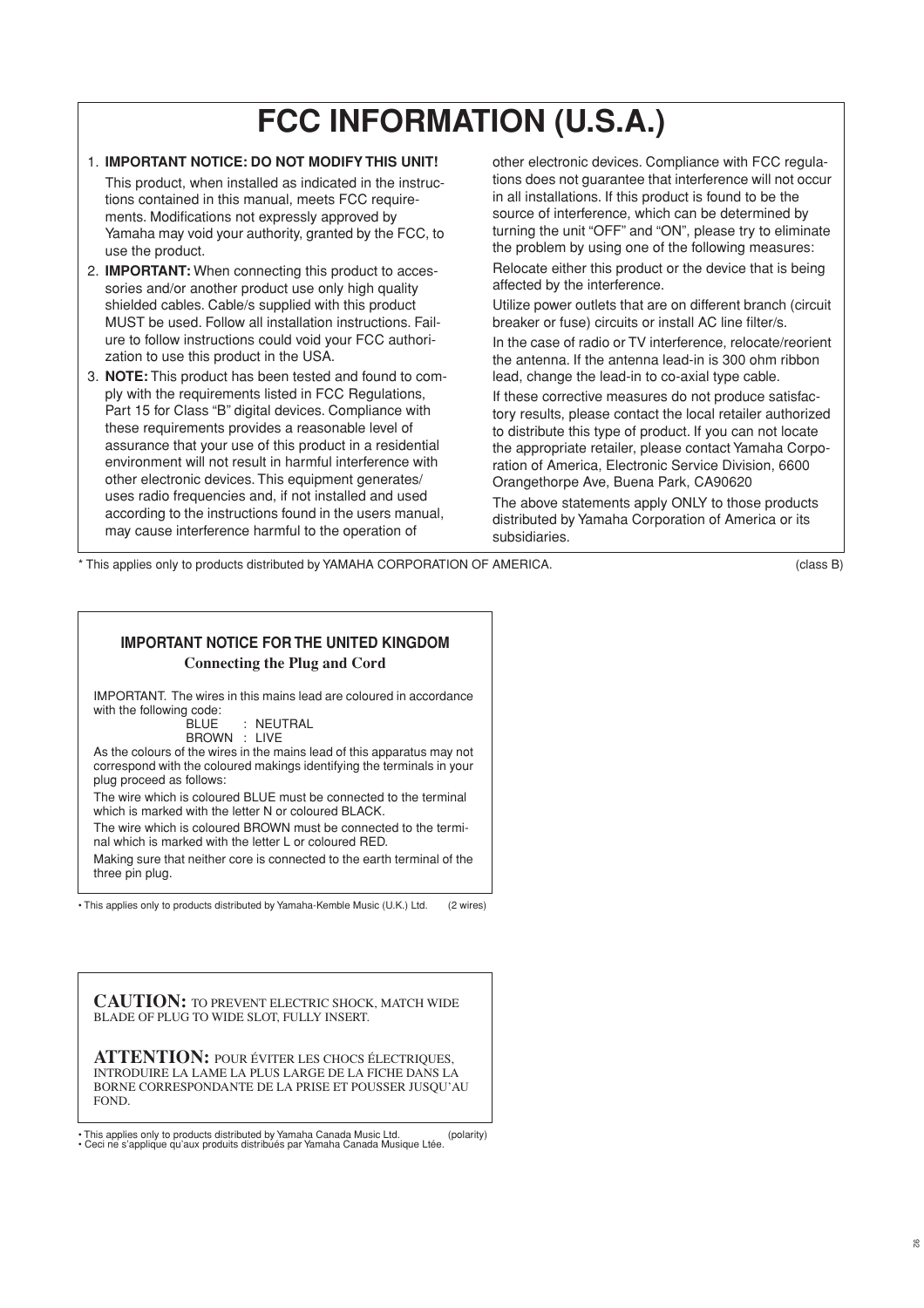# FCC INFORMATION (U.S.A.)

1. **IMPORTANT NOTICE: DO NOT MODIFY THIS UNIT!**

   This product, when installed as indicated in the instructions contained in this manual, meets FCC requirements. Modifications not expressly approved by Yamaha may void your authority, granted by the FCC, to use the product.

2. **IMPORTANT:** When connecting this product to accessories and/or another product use only high quality shielded cables. Cable/s supplied with this product MUST be used. Follow all installation instructions. Failure to follow instructions could void your FCC authorization to use this product in the USA.

3. **NOTE:** This product has been tested and found to comply with the requirements listed in FCC Regulations, Part 15 for Class "B" digital devices. Compliance with these requirements provides a reasonable level of assurance that your use of this product in a residential environment will not result in harmful interference with other electronic devices. This equipment generates/uses radio frequencies and, if not installed and used according to the instructions found in the users manual, may cause interference harmful to the operation of other electronic devices. Compliance with FCC regulations does not guarantee that interference will not occur in all installations. If this product is found to be the source of interference, which can be determined by turning the unit "OFF" and "ON", please try to eliminate the problem by using one of the following measures:

   Relocate either this product or the device that is being affected by the interference.

   Utilize power outlets that are on different branch (circuit breaker or fuse) circuits or install AC line filter/s.

   In the case of radio or TV interference, relocate/reorient the antenna. If the antenna lead-in is 300 ohm ribbon lead, change the lead-in to co-axial type cable.

   If these corrective measures do not produce satisfactory results, please contact the local retailer authorized to distribute this type of product. If you can not locate the appropriate retailer, please contact Yamaha Corporation of America, Electronic Service Division, 6600 Orangethorpe Ave, Buena Park, CA90620

   The above statements apply ONLY to those products distributed by Yamaha Corporation of America or its subsidiaries.

\* This applies only to products distributed by YAMAHA CORPORATION OF AMERICA. (class B)

### IMPORTANT NOTICE FOR THE UNITED KINGDOM

**Connecting the Plug and Cord**

IMPORTANT. The wires in this mains lead are coloured in accordance with the following code:

BLUE : NEUTRAL
BROWN : LIVE

As the colours of the wires in the mains lead of this apparatus may not correspond with the coloured makings identifying the terminals in your plug proceed as follows:

The wire which is coloured BLUE must be connected to the terminal which is marked with the letter N or coloured BLACK.

The wire which is coloured BROWN must be connected to the terminal which is marked with the letter L or coloured RED.

Making sure that neither core is connected to the earth terminal of the three pin plug.

• This applies only to products distributed by Yamaha-Kemble Music (U.K.) Ltd. (2 wires)

**CAUTION:** TO PREVENT ELECTRIC SHOCK, MATCH WIDE BLADE OF PLUG TO WIDE SLOT, FULLY INSERT.

**ATTENTION:** POUR ÉVITER LES CHOCS ÉLECTRIQUES, INTRODUIRE LA LAME LA PLUS LARGE DE LA FICHE DANS LA BORNE CORRESPONDANTE DE LA PRISE ET POUSSER JUSQU'AU FOND.

• This applies only to products distributed by Yamaha Canada Music Ltd. (polarity)
• Ceci ne s'applique qu'aux produits distribués par Yamaha Canada Musique Ltée.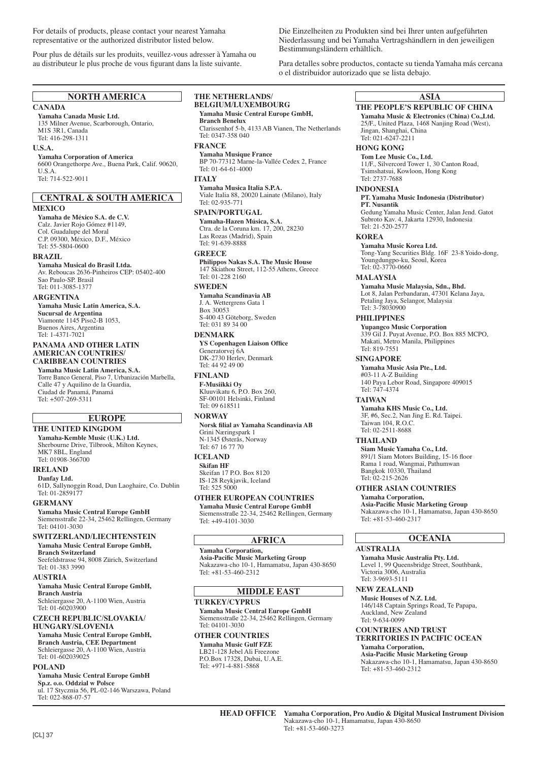For details of products, please contact your nearest Yamaha representative or the authorized distributor listed below.

Pour plus de détails sur les produits, veuillez-vous adresser à Yamaha ou au distributeur le plus proche de vous figurant dans la liste suivante.

Die Einzelheiten zu Produkten sind bei Ihrer unten aufgeführten Niederlassung und bei Yamaha Vertragshändlern in den jeweiligen Bestimmungsländern erhältlich.

Para detalles sobre productos, contacte su tienda Yamaha más cercana o el distribuidor autorizado que se lista debajo.

## NORTH AMERICA

### CANADA

**Yamaha Canada Music Ltd.**
135 Milner Avenue, Scarborough, Ontario, M1S 3R1, Canada
Tel: 416-298-1311

### U.S.A.

**Yamaha Corporation of America**
6600 Orangethorpe Ave., Buena Park, Calif. 90620, U.S.A.
Tel: 714-522-9011

## CENTRAL & SOUTH AMERICA

### MEXICO

**Yamaha de México S.A. de C.V.**
Calz. Javier Rojo Gómez #1149, Col. Guadalupe del Moral
C.P. 09300, México, D.F., México
Tel: 55-5804-0600

### BRAZIL

**Yamaha Musical do Brasil Ltda.**
Av. Reboucas 2636-Pinheiros CEP: 05402-400 Sao Paulo-SP. Brasil
Tel: 011-3085-1377

### ARGENTINA

**Yamaha Music Latin America, S.A. Sucursal de Argentina**
Viamonte 1145 Piso2-B 1053, Buenos Aires, Argentina
Tel: 1-4371-7021

### PANAMA AND OTHER LATIN AMERICAN COUNTRIES/ CARIBBEAN COUNTRIES

**Yamaha Music Latin America, S.A.**
Torre Banco General, Piso 7, Urbanización Marbella, Calle 47 y Aquilino de la Guardia, Ciudad de Panamá, Panamá
Tel: +507-269-5311

## EUROPE

### THE UNITED KINGDOM

**Yamaha-Kemble Music (U.K.) Ltd.**
Sherbourne Drive, Tilbrook, Milton Keynes, MK7 8BL, England
Tel: 01908-366700

### IRELAND

**Danfay Ltd.**
61D, Sallynoggin Road, Dun Laoghaire, Co. Dublin
Tel: 01-2859177

### GERMANY

**Yamaha Music Central Europe GmbH**
Siemensstraße 22-34, 25462 Rellingen, Germany
Tel: 04101-3030

### SWITZERLAND/LIECHTENSTEIN

**Yamaha Music Central Europe GmbH, Branch Switzerland**
Seefeldstrasse 94, 8008 Zürich, Switzerland
Tel: 01-383 3990

### AUSTRIA

**Yamaha Music Central Europe GmbH, Branch Austria**
Schleiergasse 20, A-1100 Wien, Austria
Tel: 01-60203900

### CZECH REPUBLIC/SLOVAKIA/ HUNGARY/SLOVENIA

**Yamaha Music Central Europe GmbH, Branch Austria, CEE Department**
Schleiergasse 20, A-1100 Wien, Austria
Tel: 01-602039025

### POLAND

**Yamaha Music Central Europe GmbH Sp.z. o.o. Oddzial w Polsce**
ul. 17 Stycznia 56, PL-02-146 Warszawa, Poland
Tel: 022-868-07-57

### THE NETHERLANDS/ BELGIUM/LUXEMBOURG

**Yamaha Music Central Europe GmbH, Branch Benelux**
Clarissenhof 5-b, 4133 AB Vianen, The Netherlands
Tel: 0347-358 040

### FRANCE

**Yamaha Musique France**
BP 70-77312 Marne-la-Vallée Cedex 2, France
Tel: 01-64-61-4000

### ITALY

**Yamaha Musica Italia S.P.A.**
Viale Italia 88, 20020 Lainate (Milano), Italy
Tel: 02-935-771

### SPAIN/PORTUGAL

**Yamaha-Hazen Música, S.A.**
Ctra. de la Coruna km. 17, 200, 28230 Las Rozas (Madrid), Spain
Tel: 91-639-8888

### GREECE

**Philippos Nakas S.A. The Music House**
147 Skiathou Street, 112-55 Athens, Greece
Tel: 01-228 2160

### SWEDEN

**Yamaha Scandinavia AB**
J. A. Wettergrens Gata 1
Box 30053
S-400 43 Göteborg, Sweden
Tel: 031 89 34 00

### DENMARK

**YS Copenhagen Liaison Office**
Generatorvej 6A
DK-2730 Herlev, Denmark
Tel: 44 92 49 00

### FINLAND

**F-Musiikki Oy**
Kluuvikatu 6, P.O. Box 260, SF-00101 Helsinki, Finland
Tel: 09 618511

### NORWAY

**Norsk filial av Yamaha Scandinavia AB**
Grini Næringspark 1
N-1345 Østerås, Norway
Tel: 67 16 77 70

### ICELAND

**Skifan HF**
Skeifan 17 P.O. Box 8120
IS-128 Reykjavik, Iceland
Tel: 525 5000

### OTHER EUROPEAN COUNTRIES

**Yamaha Music Central Europe GmbH**
Siemensstraße 22-34, 25462 Rellingen, Germany
Tel: +49-4101-3030

## AFRICA

**Yamaha Corporation, Asia-Pacific Music Marketing Group**
Nakazawa-cho 10-1, Hamamatsu, Japan 430-8650
Tel: +81-53-460-2312

## MIDDLE EAST

### TURKEY/CYPRUS

**Yamaha Music Central Europe GmbH**
Siemensstraße 22-34, 25462 Rellingen, Germany
Tel: 04101-3030

### OTHER COUNTRIES

**Yamaha Music Gulf FZE**
LB21-128 Jebel Ali Freezone
P.O.Box 17328, Dubai, U.A.E.
Tel: +971-4-881-5868

## ASIA

### THE PEOPLE'S REPUBLIC OF CHINA

**Yamaha Music & Electronics (China) Co.,Ltd.**
25/F., United Plaza, 1468 Nanjing Road (West), Jingan, Shanghai, China
Tel: 021-6247-2211

### HONG KONG

**Tom Lee Music Co., Ltd.**
11/F., Silvercord Tower 1, 30 Canton Road, Tsimshatsui, Kowloon, Hong Kong
Tel: 2737-7688

### INDONESIA

**PT. Yamaha Music Indonesia (Distributor) PT. Nusantik**
Gedung Yamaha Music Center, Jalan Jend. Gatot Subroto Kav. 4, Jakarta 12930, Indonesia
Tel: 21-520-2577

### KOREA

**Yamaha Music Korea Ltd.**
Tong-Yang Securities Bldg. 16F 23-8 Yoido-dong, Youngdungpo-ku, Seoul, Korea
Tel: 02-3770-0660

### MALAYSIA

**Yamaha Music Malaysia, Sdn., Bhd.**
Lot 8, Jalan Perbandaran, 47301 Kelana Jaya, Petaling Jaya, Selangor, Malaysia
Tel: 3-78030900

### PHILIPPINES

**Yupangco Music Corporation**
339 Gil J. Puyat Avenue, P.O. Box 885 MCPO, Makati, Metro Manila, Philippines
Tel: 819-7551

### SINGAPORE

**Yamaha Music Asia Pte., Ltd.**
#03-11 A-Z Building
140 Paya Lebor Road, Singapore 409015
Tel: 747-4374

### TAIWAN

**Yamaha KHS Music Co., Ltd.**
3F, #6, Sec.2, Nan Jing E. Rd. Taipei. Taiwan 104, R.O.C.
Tel: 02-2511-8688

### THAILAND

**Siam Music Yamaha Co., Ltd.**
891/1 Siam Motors Building, 15-16 floor
Rama 1 road, Wangmai, Pathumwan
Bangkok 10330, Thailand
Tel: 02-215-2626

### OTHER ASIAN COUNTRIES

**Yamaha Corporation, Asia-Pacific Music Marketing Group**
Nakazawa-cho 10-1, Hamamatsu, Japan 430-8650
Tel: +81-53-460-2317

## OCEANIA

### AUSTRALIA

**Yamaha Music Australia Pty. Ltd.**
Level 1, 99 Queensbridge Street, Southbank, Victoria 3006, Australia
Tel: 3-9693-5111

### NEW ZEALAND

**Music Houses of N.Z. Ltd.**
146/148 Captain Springs Road, Te Papapa, Auckland, New Zealand
Tel: 9-634-0099

### COUNTRIES AND TRUST TERRITORIES IN PACIFIC OCEAN

**Yamaha Corporation, Asia-Pacific Music Marketing Group**
Nakazawa-cho 10-1, Hamamatsu, Japan 430-8650
Tel: +81-53-460-2312

**HEAD OFFICE** **Yamaha Corporation, Pro Audio & Digital Musical Instrument Division**
Nakazawa-cho 10-1, Hamamatsu, Japan 430-8650
Tel: +81-53-460-3273

[CL] 37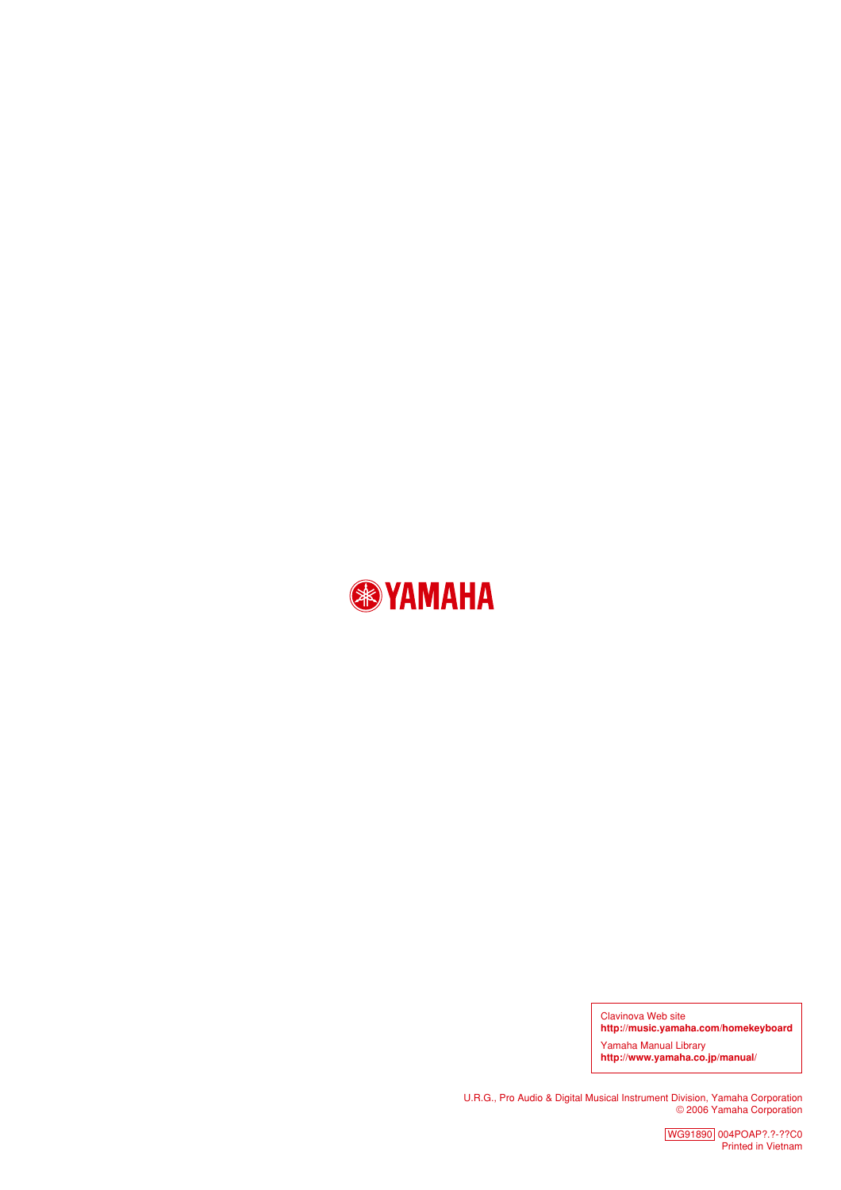YAMAHA

Clavinova Web site
**http://music.yamaha.com/homekeyboard**

Yamaha Manual Library
**http://www.yamaha.co.jp/manual/**

U.R.G., Pro Audio & Digital Musical Instrument Division, Yamaha Corporation
© 2006 Yamaha Corporation

WG91890 004POAP?.?-??C0
Printed in Vietnam